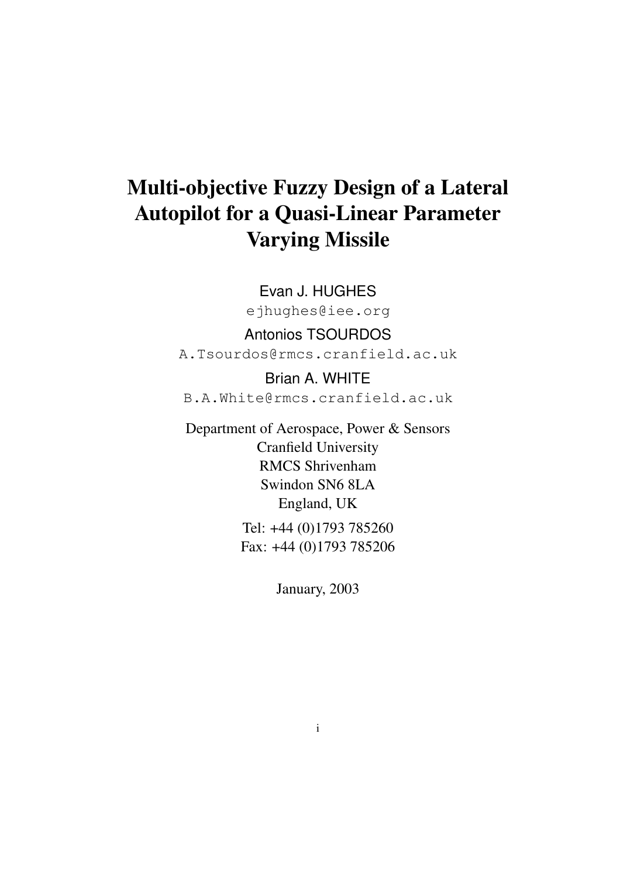# Multi-objective Fuzzy Design of a Lateral Autopilot for a Quasi-Linear Parameter Varying Missile

Evan J. HUGHES

ejhughes@iee.org

Antonios TSOURDOS

A.Tsourdos@rmcs.cranfield.ac.uk

Brian A. WHITE

B.A.White@rmcs.cranfield.ac.uk

Department of Aerospace, Power & Sensors
Cranfield University
RMCS Shrivenham
Swindon SN6 8LA
England, UK

Tel: +44 (0)1793 785260
Fax: +44 (0)1793 785206

January, 2003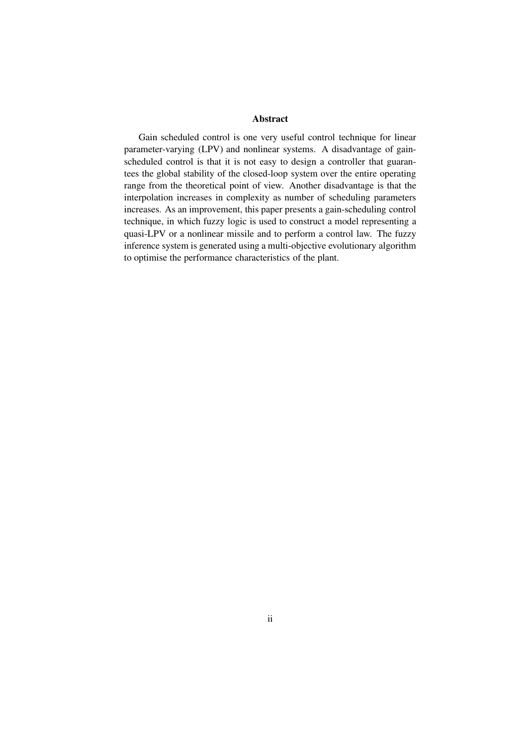## Abstract

Gain scheduled control is one very useful control technique for linear parameter-varying (LPV) and nonlinear systems. A disadvantage of gain-scheduled control is that it is not easy to design a controller that guarantees the global stability of the closed-loop system over the entire operating range from the theoretical point of view. Another disadvantage is that the interpolation increases in complexity as number of scheduling parameters increases. As an improvement, this paper presents a gain-scheduling control technique, in which fuzzy logic is used to construct a model representing a quasi-LPV or a nonlinear missile and to perform a control law. The fuzzy inference system is generated using a multi-objective evolutionary algorithm to optimise the performance characteristics of the plant.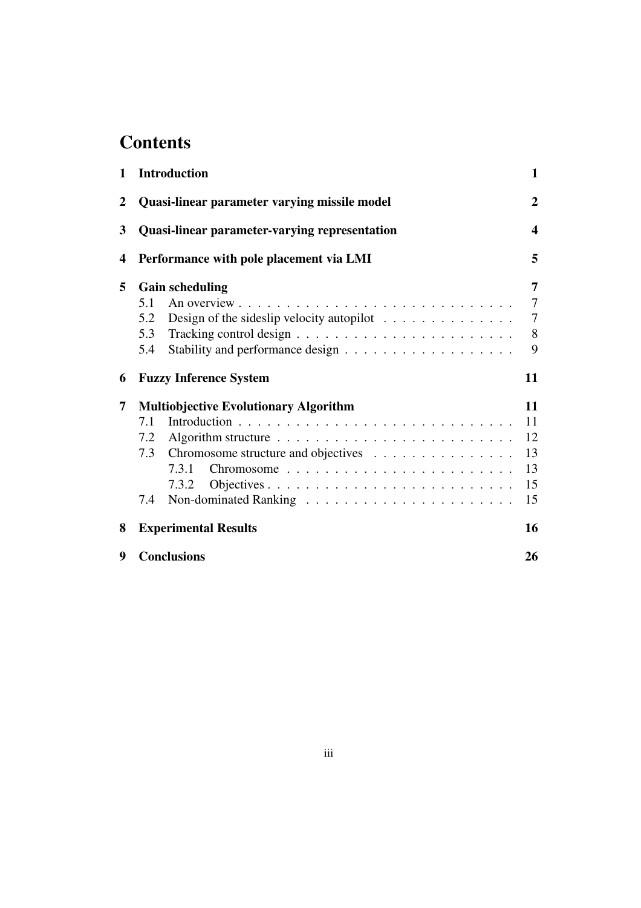# Contents

**1 Introduction** **1**

**2 Quasi-linear parameter varying missile model** **2**

**3 Quasi-linear parameter-varying representation** **4**

**4 Performance with pole placement via LMI** **5**

**5 Gain scheduling** **7**

- 5.1 An overview . . . . . . . . . . . . . . . . . . . . . . . . . . . . . 7
- 5.2 Design of the sideslip velocity autopilot . . . . . . . . . . . . . . 7
- 5.3 Tracking control design . . . . . . . . . . . . . . . . . . . . . . . 8
- 5.4 Stability and performance design . . . . . . . . . . . . . . . . . . 9

**6 Fuzzy Inference System** **11**

**7 Multiobjective Evolutionary Algorithm** **11**

- 7.1 Introduction . . . . . . . . . . . . . . . . . . . . . . . . . . . . . 11
- 7.2 Algorithm structure . . . . . . . . . . . . . . . . . . . . . . . . . 12
- 7.3 Chromosome structure and objectives . . . . . . . . . . . . . . . 13
  - 7.3.1 Chromosome . . . . . . . . . . . . . . . . . . . . . . . . 13
  - 7.3.2 Objectives . . . . . . . . . . . . . . . . . . . . . . . . . . 15
- 7.4 Non-dominated Ranking . . . . . . . . . . . . . . . . . . . . . . 15

**8 Experimental Results** **16**

**9 Conclusions** **26**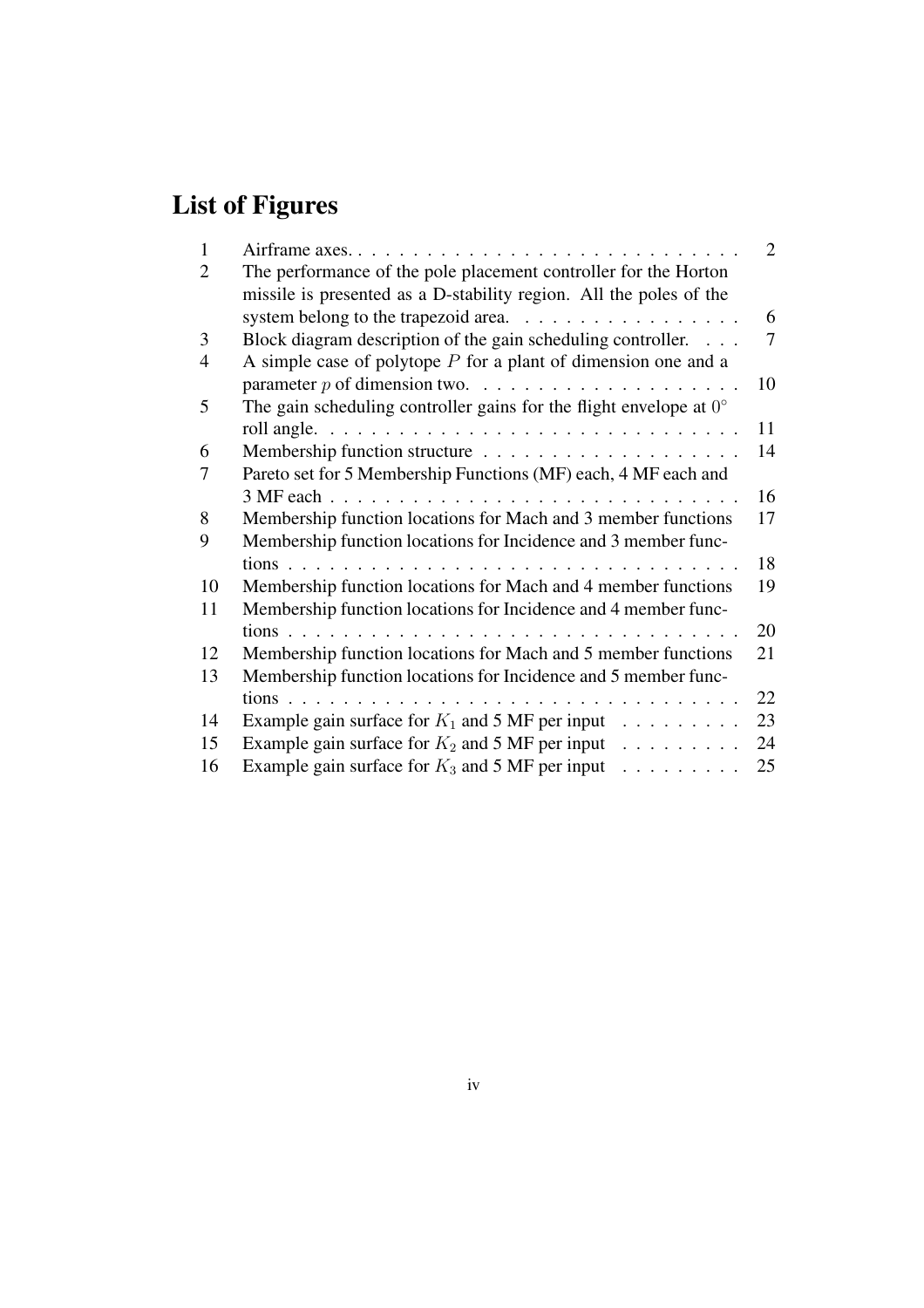# List of Figures

| | | |
|---|---|---|
| 1 | Airframe axes. | 2 |
| 2 | The performance of the pole placement controller for the Horton missile is presented as a D-stability region. All the poles of the system belong to the trapezoid area. | 6 |
| 3 | Block diagram description of the gain scheduling controller. | 7 |
| 4 | A simple case of polytope $P$ for a plant of dimension one and a parameter $p$ of dimension two. | 10 |
| 5 | The gain scheduling controller gains for the flight envelope at $0^{\circ}$ roll angle. | 11 |
| 6 | Membership function structure | 14 |
| 7 | Pareto set for 5 Membership Functions (MF) each, 4 MF each and 3 MF each | 16 |
| 8 | Membership function locations for Mach and 3 member functions | 17 |
| 9 | Membership function locations for Incidence and 3 member functions | 18 |
| 10 | Membership function locations for Mach and 4 member functions | 19 |
| 11 | Membership function locations for Incidence and 4 member functions | 20 |
| 12 | Membership function locations for Mach and 5 member functions | 21 |
| 13 | Membership function locations for Incidence and 5 member functions | 22 |
| 14 | Example gain surface for $K_1$ and 5 MF per input | 23 |
| 15 | Example gain surface for $K_2$ and 5 MF per input | 24 |
| 16 | Example gain surface for $K_3$ and 5 MF per input | 25 |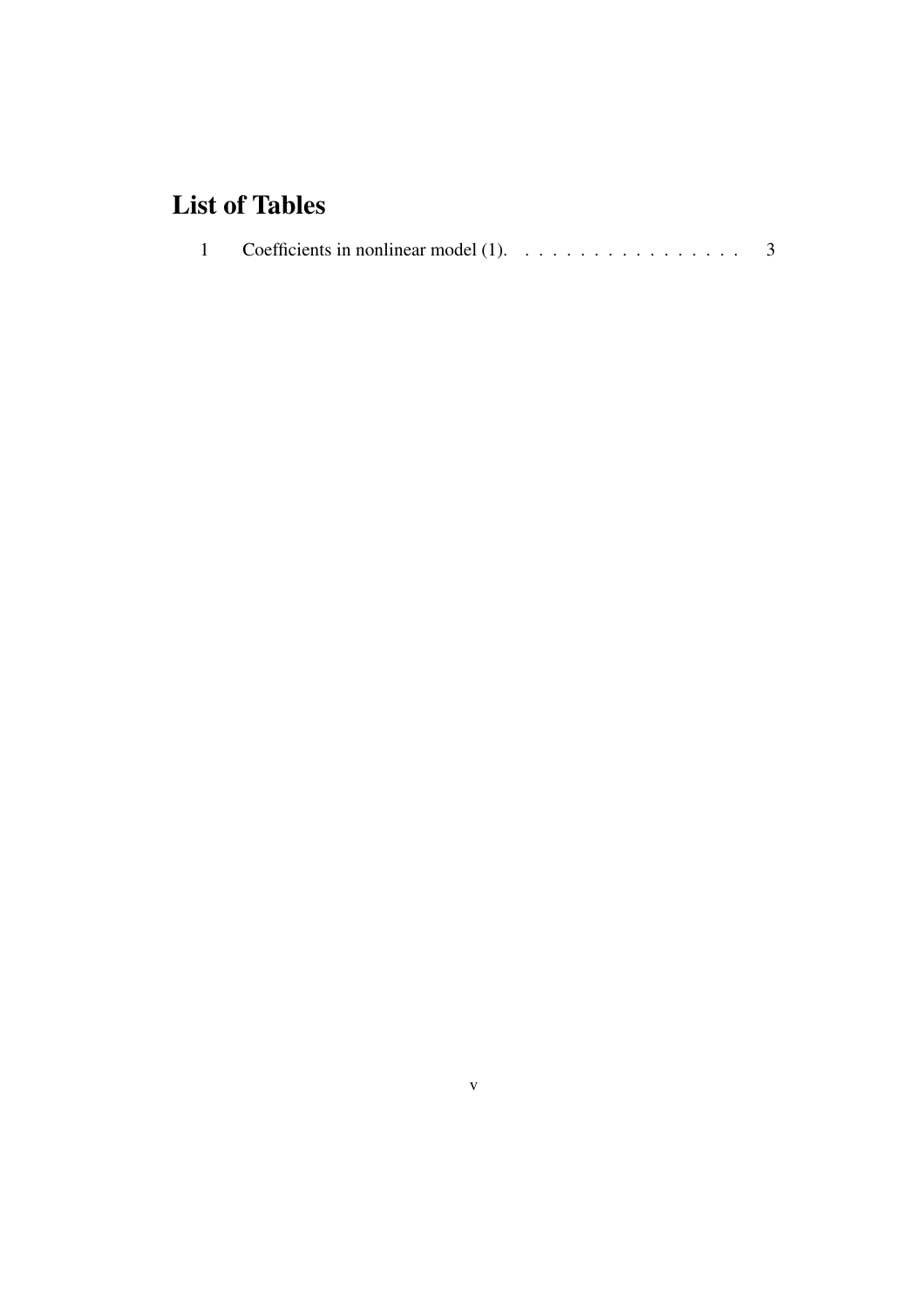# List of Tables

1 Coefficients in nonlinear model (1). . . . . . . . . . . . . . . . . . 3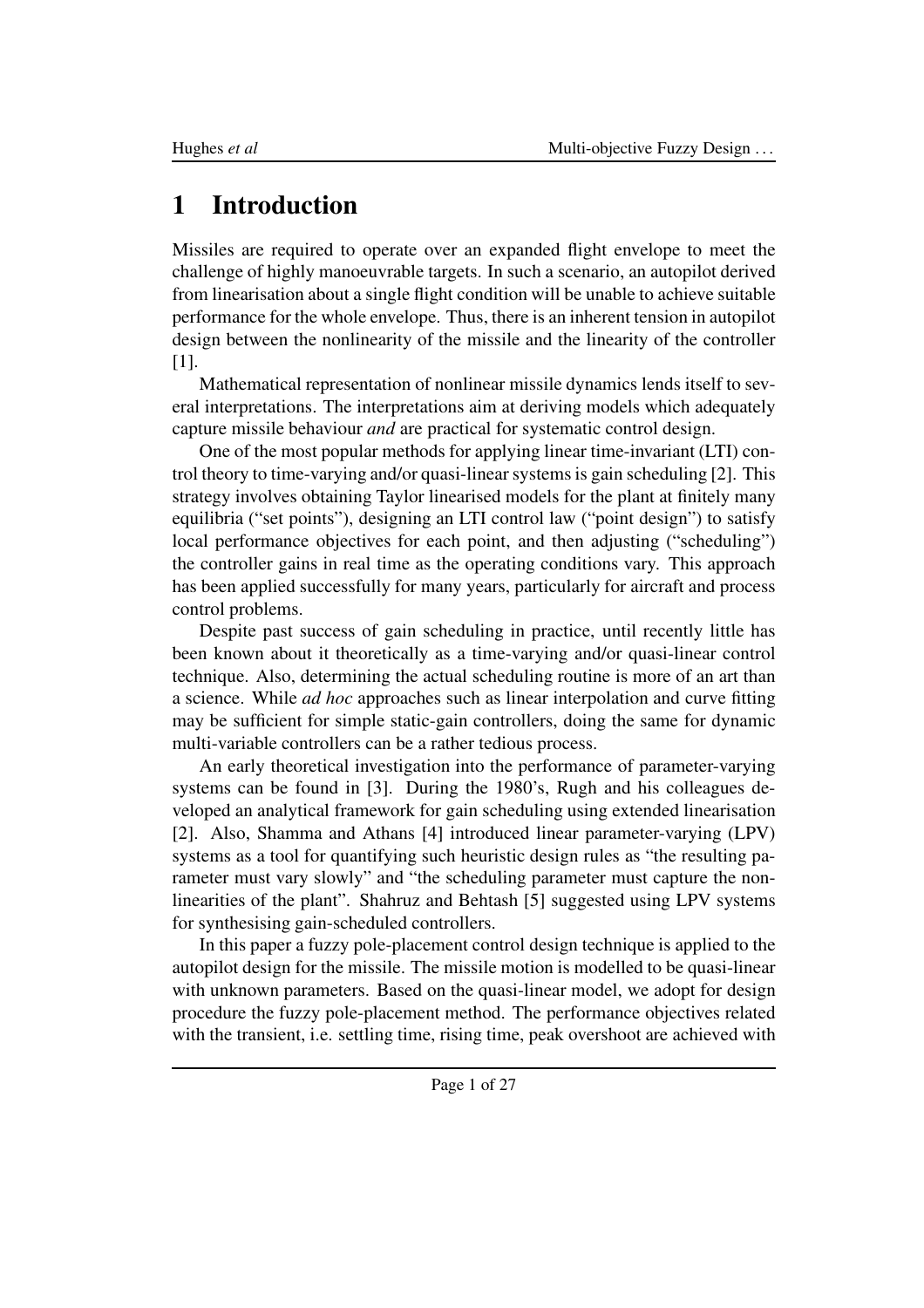# 1 Introduction

Missiles are required to operate over an expanded flight envelope to meet the challenge of highly manoeuvrable targets. In such a scenario, an autopilot derived from linearisation about a single flight condition will be unable to achieve suitable performance for the whole envelope. Thus, there is an inherent tension in autopilot design between the nonlinearity of the missile and the linearity of the controller [1].

Mathematical representation of nonlinear missile dynamics lends itself to several interpretations. The interpretations aim at deriving models which adequately capture missile behaviour *and* are practical for systematic control design.

One of the most popular methods for applying linear time-invariant (LTI) control theory to time-varying and/or quasi-linear systems is gain scheduling [2]. This strategy involves obtaining Taylor linearised models for the plant at finitely many equilibria ("set points"), designing an LTI control law ("point design") to satisfy local performance objectives for each point, and then adjusting ("scheduling") the controller gains in real time as the operating conditions vary. This approach has been applied successfully for many years, particularly for aircraft and process control problems.

Despite past success of gain scheduling in practice, until recently little has been known about it theoretically as a time-varying and/or quasi-linear control technique. Also, determining the actual scheduling routine is more of an art than a science. While *ad hoc* approaches such as linear interpolation and curve fitting may be sufficient for simple static-gain controllers, doing the same for dynamic multi-variable controllers can be a rather tedious process.

An early theoretical investigation into the performance of parameter-varying systems can be found in [3]. During the 1980's, Rugh and his colleagues developed an analytical framework for gain scheduling using extended linearisation [2]. Also, Shamma and Athans [4] introduced linear parameter-varying (LPV) systems as a tool for quantifying such heuristic design rules as "the resulting parameter must vary slowly" and "the scheduling parameter must capture the nonlinearities of the plant". Shahruz and Behtash [5] suggested using LPV systems for synthesising gain-scheduled controllers.

In this paper a fuzzy pole-placement control design technique is applied to the autopilot design for the missile. The missile motion is modelled to be quasi-linear with unknown parameters. Based on the quasi-linear model, we adopt for design procedure the fuzzy pole-placement method. The performance objectives related with the transient, i.e. settling time, rising time, peak overshoot are achieved with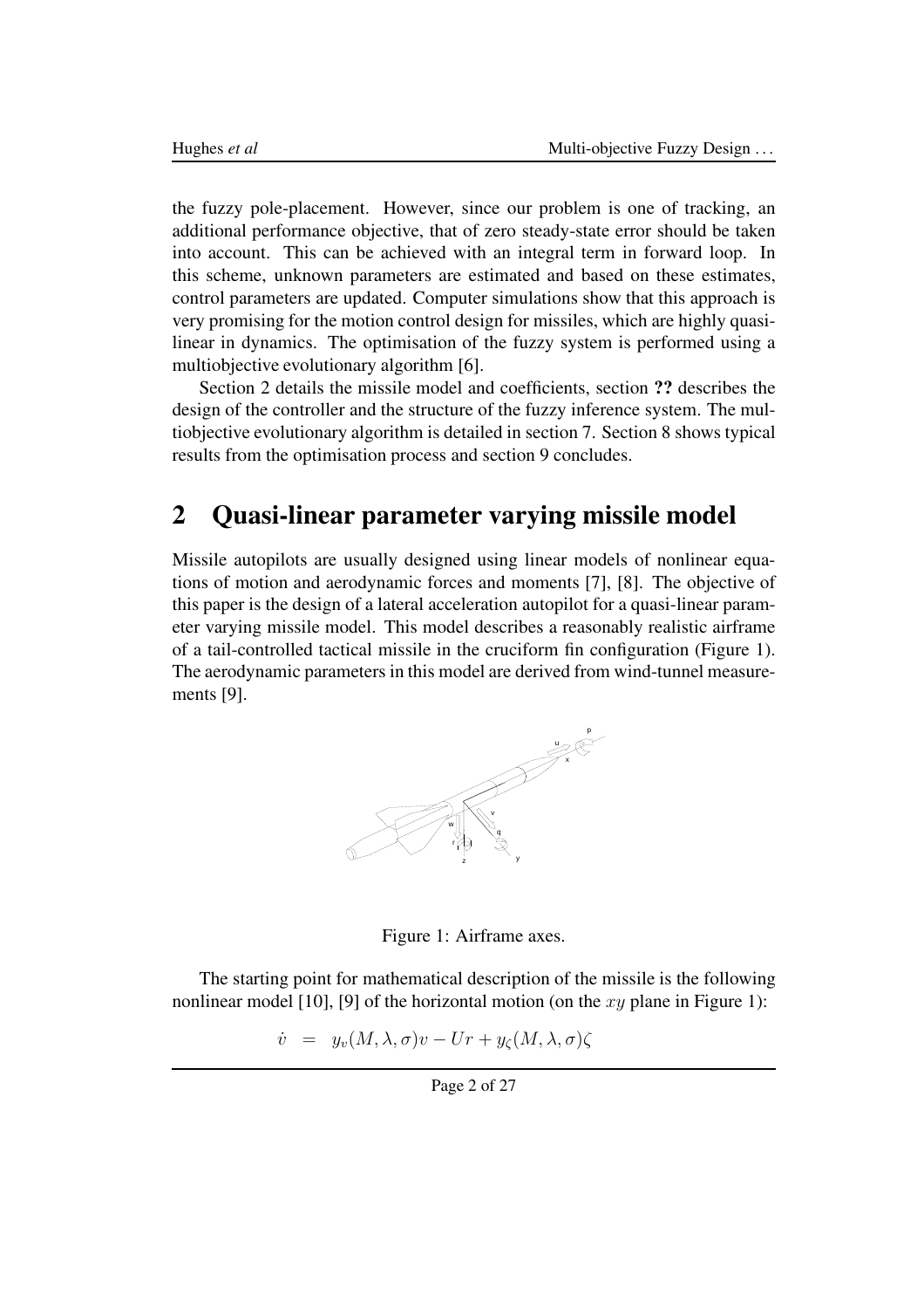the fuzzy pole-placement. However, since our problem is one of tracking, an additional performance objective, that of zero steady-state error should be taken into account. This can be achieved with an integral term in forward loop. In this scheme, unknown parameters are estimated and based on these estimates, control parameters are updated. Computer simulations show that this approach is very promising for the motion control design for missiles, which are highly quasi-linear in dynamics. The optimisation of the fuzzy system is performed using a multiobjective evolutionary algorithm [6].

Section 2 details the missile model and coefficients, section **??** describes the design of the controller and the structure of the fuzzy inference system. The multiobjective evolutionary algorithm is detailed in section 7. Section 8 shows typical results from the optimisation process and section 9 concludes.

## 2 Quasi-linear parameter varying missile model

Missile autopilots are usually designed using linear models of nonlinear equations of motion and aerodynamic forces and moments [7], [8]. The objective of this paper is the design of a lateral acceleration autopilot for a quasi-linear parameter varying missile model. This model describes a reasonably realistic airframe of a tail-controlled tactical missile in the cruciform fin configuration (Figure 1). The aerodynamic parameters in this model are derived from wind-tunnel measurements [9].

Figure 1: Airframe axes.

The starting point for mathematical description of the missile is the following nonlinear model [10], [9] of the horizontal motion (on the $xy$ plane in Figure 1):

$$\dot{v} = y_v(M,\lambda,\sigma)v - Ur + y_\zeta(M,\lambda,\sigma)\zeta$$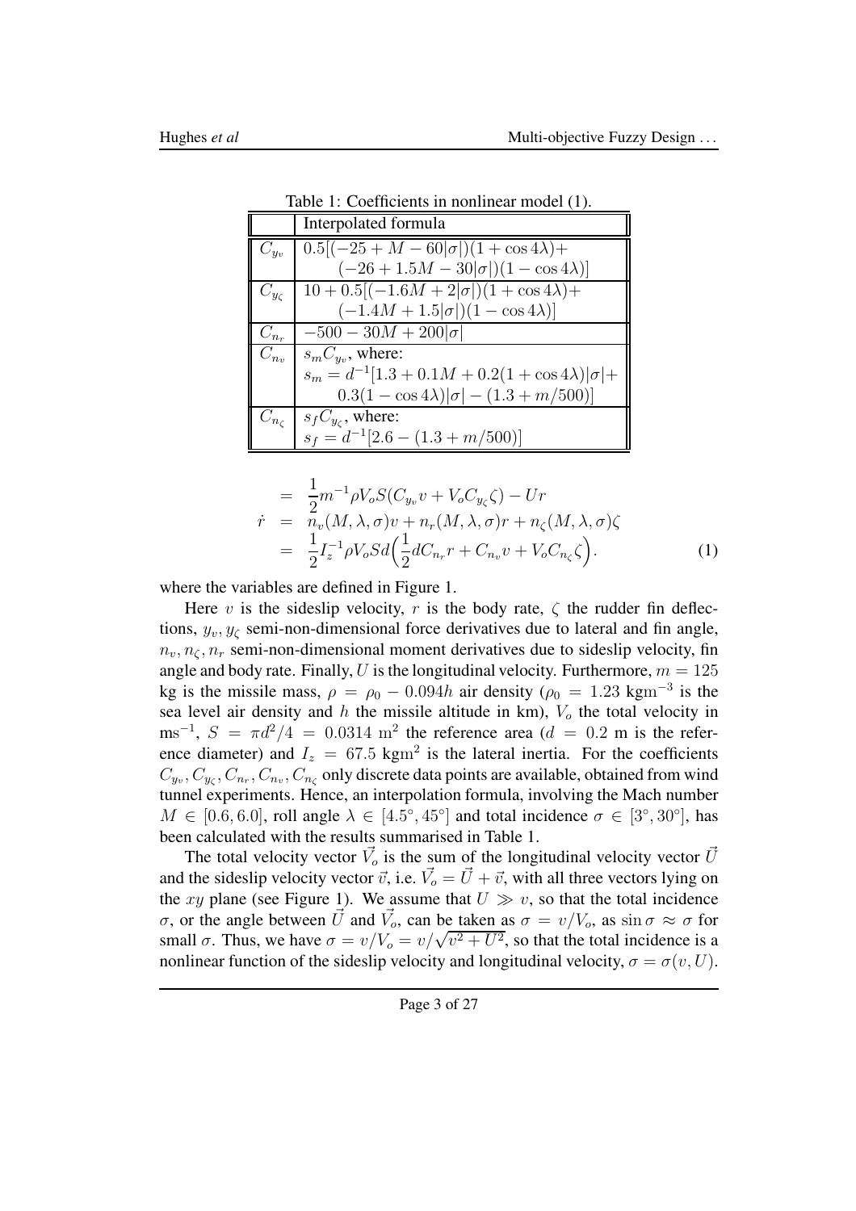Table 1: Coefficients in nonlinear model (1).

| | Interpolated formula |
|---|---|
| $C_{y_v}$ | $0.5[(-25 + M - 60\|\sigma\|)(1 + \cos 4\lambda) +$ $(-26 + 1.5M - 30\|\sigma\|)(1 - \cos 4\lambda)]$ |
| $C_{y_\zeta}$ | $10 + 0.5[(-1.6M + 2\|\sigma\|)(1 + \cos 4\lambda) +$ $(-1.4M + 1.5\|\sigma\|)(1 - \cos 4\lambda)]$ |
| $C_{n_r}$ | $-500 - 30M + 200\|\sigma\|$ |
| $C_{n_v}$ | $s_m C_{y_v}$, where: $s_m = d^{-1}[1.3 + 0.1M + 0.2(1 + \cos 4\lambda)\|\sigma\| +$ $0.3(1 - \cos 4\lambda)\|\sigma\| - (1.3 + m/500)]$ |
| $C_{n_\zeta}$ | $s_f C_{y_\zeta}$, where: $s_f = d^{-1}[2.6 - (1.3 + m/500)]$ |

$$
\begin{aligned}
&= \frac{1}{2} m^{-1} \rho V_o S (C_{y_v} v + V_o C_{y_\zeta} \zeta) - Ur \\
\dot{r} &= n_v(M, \lambda, \sigma) v + n_r(M, \lambda, \sigma) r + n_\zeta(M, \lambda, \sigma) \zeta \\
&= \frac{1}{2} I_z^{-1} \rho V_o S d \Big( \frac{1}{2} d C_{n_r} r + C_{n_v} v + V_o C_{n_\zeta} \zeta \Big). \qquad (1)
\end{aligned}
$$

where the variables are defined in Figure 1.

Here $v$ is the sideslip velocity, $r$ is the body rate, $\zeta$ the rudder fin deflections, $y_v, y_\zeta$ semi-non-dimensional force derivatives due to lateral and fin angle, $n_v, n_\zeta, n_r$ semi-non-dimensional moment derivatives due to sideslip velocity, fin angle and body rate. Finally, $U$ is the longitudinal velocity. Furthermore, $m = 125$ kg is the missile mass, $\rho = \rho_0 - 0.094h$ air density ($\rho_0 = 1.23$ kgm$^{-3}$ is the sea level air density and $h$ the missile altitude in km), $V_o$ the total velocity in ms$^{-1}$, $S = \pi d^2/4 = 0.0314$ m$^2$ the reference area ($d = 0.2$ m is the reference diameter) and $I_z = 67.5$ kgm$^2$ is the lateral inertia. For the coefficients $C_{y_v}, C_{y_\zeta}, C_{n_r}, C_{n_v}, C_{n_\zeta}$ only discrete data points are available, obtained from wind tunnel experiments. Hence, an interpolation formula, involving the Mach number $M \in [0.6, 6.0]$, roll angle $\lambda \in [4.5^\circ, 45^\circ]$ and total incidence $\sigma \in [3^\circ, 30^\circ]$, has been calculated with the results summarised in Table 1.

The total velocity vector $\vec{V_o}$ is the sum of the longitudinal velocity vector $\vec{U}$ and the sideslip velocity vector $\vec{v}$, i.e. $\vec{V_o} = \vec{U} + \vec{v}$, with all three vectors lying on the $xy$ plane (see Figure 1). We assume that $U \gg v$, so that the total incidence $\sigma$, or the angle between $\vec{U}$ and $\vec{V_o}$, can be taken as $\sigma = v/V_o$, as $\sin \sigma \approx \sigma$ for small $\sigma$. Thus, we have $\sigma = v/V_o = v/\sqrt{v^2 + U^2}$, so that the total incidence is a nonlinear function of the sideslip velocity and longitudinal velocity, $\sigma = \sigma(v, U)$.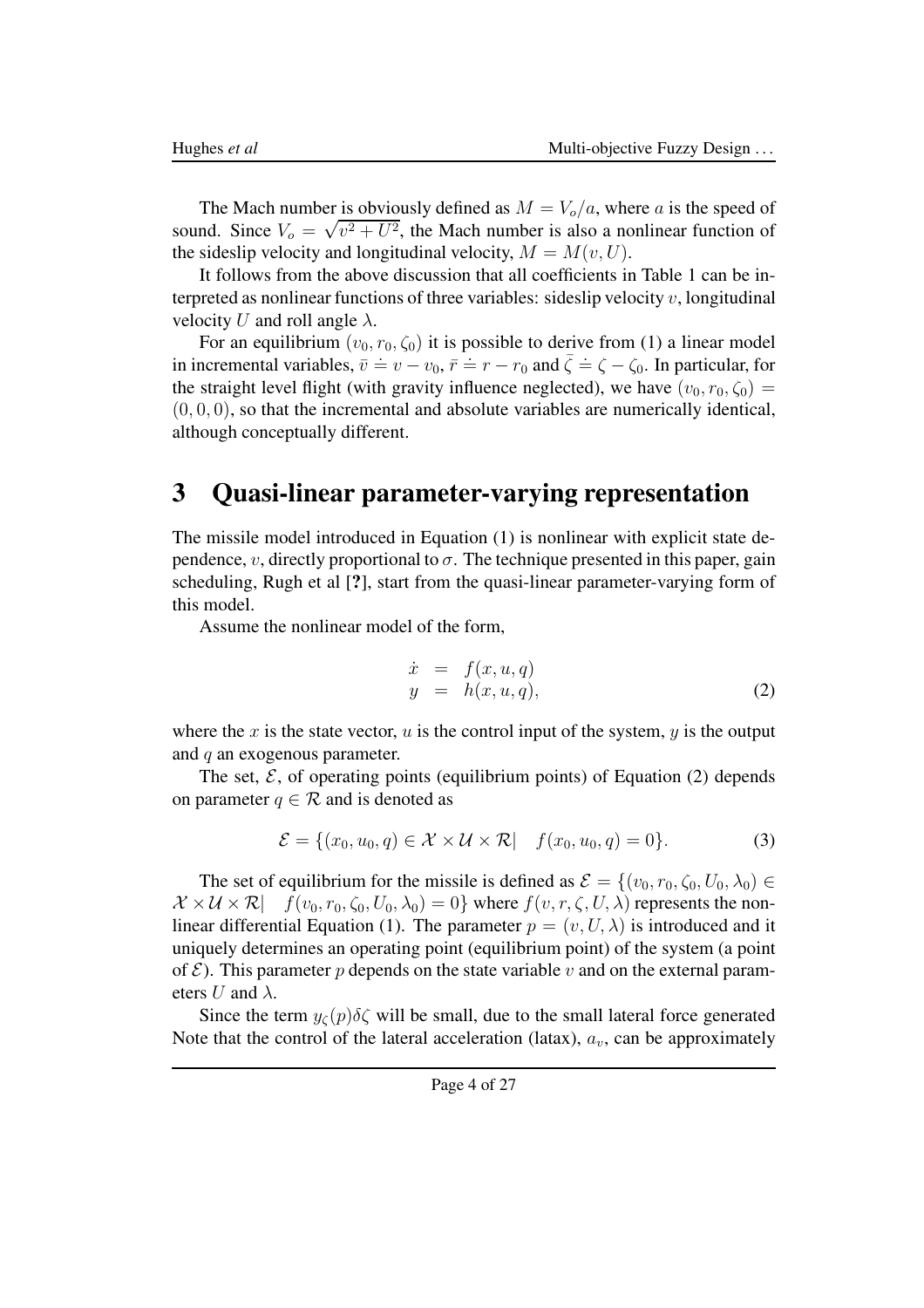The Mach number is obviously defined as $M = V_o/a$, where $a$ is the speed of sound. Since $V_o = \sqrt{v^2 + U^2}$, the Mach number is also a nonlinear function of the sideslip velocity and longitudinal velocity, $M = M(v, U)$.

It follows from the above discussion that all coefficients in Table 1 can be interpreted as nonlinear functions of three variables: sideslip velocity $v$, longitudinal velocity $U$ and roll angle $\lambda$.

For an equilibrium $(v_0, r_0, \zeta_0)$ it is possible to derive from (1) a linear model in incremental variables, $\bar{v} \doteq v - v_0$, $\bar{r} \doteq r - r_0$ and $\bar{\zeta} \doteq \zeta - \zeta_0$. In particular, for the straight level flight (with gravity influence neglected), we have $(v_0, r_0, \zeta_0) = (0, 0, 0)$, so that the incremental and absolute variables are numerically identical, although conceptually different.

# 3 Quasi-linear parameter-varying representation

The missile model introduced in Equation (1) is nonlinear with explicit state dependence, $v$, directly proportional to $\sigma$. The technique presented in this paper, gain scheduling, Rugh et al [**?**], start from the quasi-linear parameter-varying form of this model.

Assume the nonlinear model of the form,

$$
\begin{aligned}
\dot{x} &= f(x, u, q) \\
y &= h(x, u, q),
\end{aligned}
\tag{2}
$$

where the $x$ is the state vector, $u$ is the control input of the system, $y$ is the output and $q$ an exogenous parameter.

The set, $\mathcal{E}$, of operating points (equilibrium points) of Equation (2) depends on parameter $q \in \mathcal{R}$ and is denoted as

$$
\mathcal{E} = \{(x_0, u_0, q) \in \mathcal{X} \times \mathcal{U} \times \mathcal{R} | \quad f(x_0, u_0, q) = 0\}. \tag{3}
$$

The set of equilibrium for the missile is defined as $\mathcal{E} = \{(v_0, r_0, \zeta_0, U_0, \lambda_0) \in \mathcal{X} \times \mathcal{U} \times \mathcal{R} | \quad f(v_0, r_0, \zeta_0, U_0, \lambda_0) = 0\}$ where $f(v, r, \zeta, U, \lambda)$ represents the nonlinear differential Equation (1). The parameter $p = (v, U, \lambda)$ is introduced and it uniquely determines an operating point (equilibrium point) of the system (a point of $\mathcal{E}$). This parameter $p$ depends on the state variable $v$ and on the external parameters $U$ and $\lambda$.

Since the term $y_\zeta(p)\delta\zeta$ will be small, due to the small lateral force generated Note that the control of the lateral acceleration (latax), $a_v$, can be approximately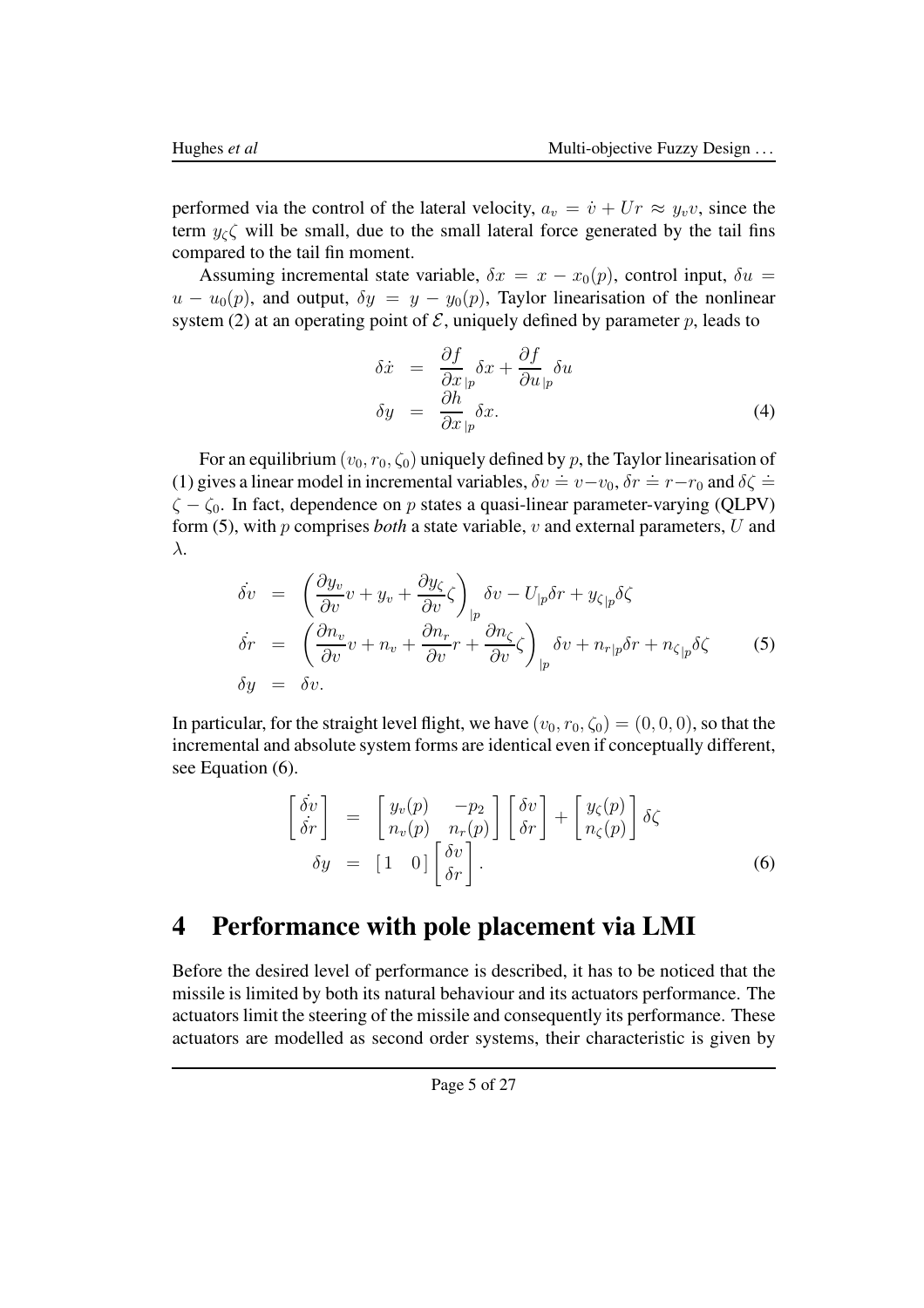performed via the control of the lateral velocity, $a_v = \dot{v} + Ur \approx y_v v$, since the term $y_\zeta \zeta$ will be small, due to the small lateral force generated by the tail fins compared to the tail fin moment.

Assuming incremental state variable, $\delta x = x - x_0(p)$, control input, $\delta u = u - u_0(p)$, and output, $\delta y = y - y_0(p)$, Taylor linearisation of the nonlinear system (2) at an operating point of $\mathcal{E}$, uniquely defined by parameter $p$, leads to

$$
\begin{aligned}
\delta \dot{x} &= \frac{\partial f}{\partial x}_{|p} \delta x + \frac{\partial f}{\partial u}_{|p} \delta u \\
\delta y &= \frac{\partial h}{\partial x}_{|p} \delta x.
\end{aligned}
\tag{4}
$$

For an equilibrium $(v_0, r_0, \zeta_0)$ uniquely defined by $p$, the Taylor linearisation of (1) gives a linear model in incremental variables, $\delta v \doteq v - v_0$, $\delta r \doteq r - r_0$ and $\delta \zeta \doteq \zeta - \zeta_0$. In fact, dependence on $p$ states a quasi-linear parameter-varying (QLPV) form (5), with $p$ comprises *both* a state variable, $v$ and external parameters, $U$ and $\lambda$.

$$
\begin{aligned}
\dot{\delta v} &= \left( \frac{\partial y_v}{\partial v} v + y_v + \frac{\partial y_\zeta}{\partial v} \zeta \right)_{|p} \delta v - U_{|p} \delta r + y_{\zeta|p} \delta \zeta \\
\dot{\delta r} &= \left( \frac{\partial n_v}{\partial v} v + n_v + \frac{\partial n_r}{\partial v} r + \frac{\partial n_\zeta}{\partial v} \zeta \right)_{|p} \delta v + n_{r|p} \delta r + n_{\zeta|p} \delta \zeta \\
\delta y &= \delta v.
\end{aligned}
\tag{5}
$$

In particular, for the straight level flight, we have $(v_0, r_0, \zeta_0) = (0, 0, 0)$, so that the incremental and absolute system forms are identical even if conceptually different, see Equation (6).

$$
\begin{aligned}
\begin{bmatrix} \dot{\delta v} \\ \dot{\delta r} \end{bmatrix} &= \begin{bmatrix} y_v(p) & -p_2 \\ n_v(p) & n_r(p) \end{bmatrix} \begin{bmatrix} \delta v \\ \delta r \end{bmatrix} + \begin{bmatrix} y_\zeta(p) \\ n_\zeta(p) \end{bmatrix} \delta \zeta \\
\delta y &= \begin{bmatrix} 1 & 0 \end{bmatrix} \begin{bmatrix} \delta v \\ \delta r \end{bmatrix}.
\end{aligned}
\tag{6}
$$

# 4 Performance with pole placement via LMI

Before the desired level of performance is described, it has to be noticed that the missile is limited by both its natural behaviour and its actuators performance. The actuators limit the steering of the missile and consequently its performance. These actuators are modelled as second order systems, their characteristic is given by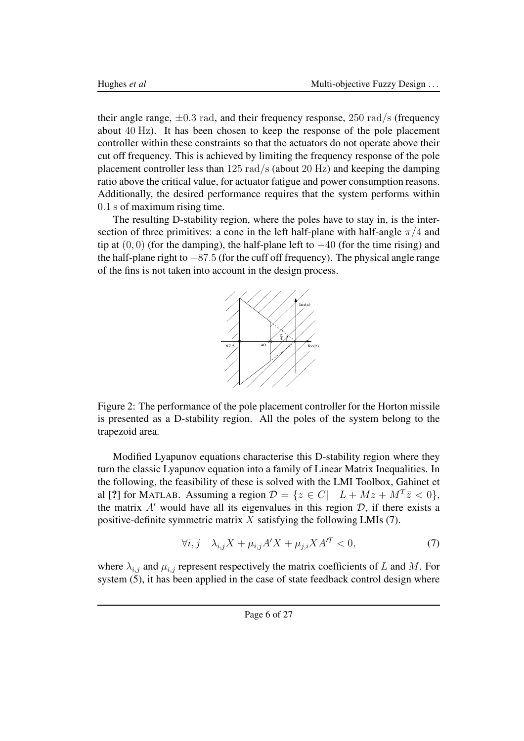their angle range, $\pm 0.3$ rad, and their frequency response, $250$ rad/s (frequency about $40$ Hz). It has been chosen to keep the response of the pole placement controller within these constraints so that the actuators do not operate above their cut off frequency. This is achieved by limiting the frequency response of the pole placement controller less than $125$ rad/s (about $20$ Hz) and keeping the damping ratio above the critical value, for actuator fatigue and power consumption reasons. Additionally, the desired performance requires that the system performs within $0.1$ s of maximum rising time.

The resulting D-stability region, where the poles have to stay in, is the intersection of three primitives: a cone in the left half-plane with half-angle $\pi/4$ and tip at $(0, 0)$ (for the damping), the half-plane left to $-40$ (for the time rising) and the half-plane right to $-87.5$ (for the cuff off frequency). The physical angle range of the fins is not taken into account in the design process.

Figure 2: The performance of the pole placement controller for the Horton missile is presented as a D-stability region. All the poles of the system belong to the trapezoid area.

Modified Lyapunov equations characterise this D-stability region where they turn the classic Lyapunov equation into a family of Linear Matrix Inequalities. In the following, the feasibility of these is solved with the LMI Toolbox, Gahinet et al [?] for MATLAB. Assuming a region $\mathcal{D} = \{z \in C | \quad L + Mz + M^T\bar{z} < 0\}$, the matrix $A'$ would have all its eigenvalues in this region $\mathcal{D}$, if there exists a positive-definite symmetric matrix $X$ satisfying the following LMIs (7).

$$\forall i, j \quad \lambda_{i,j}X + \mu_{i,j}A'X + \mu_{j,i}XA'^T < 0, \tag{7}$$

where $\lambda_{i,j}$ and $\mu_{i,j}$ represent respectively the matrix coefficients of $L$ and $M$. For system (5), it has been applied in the case of state feedback control design where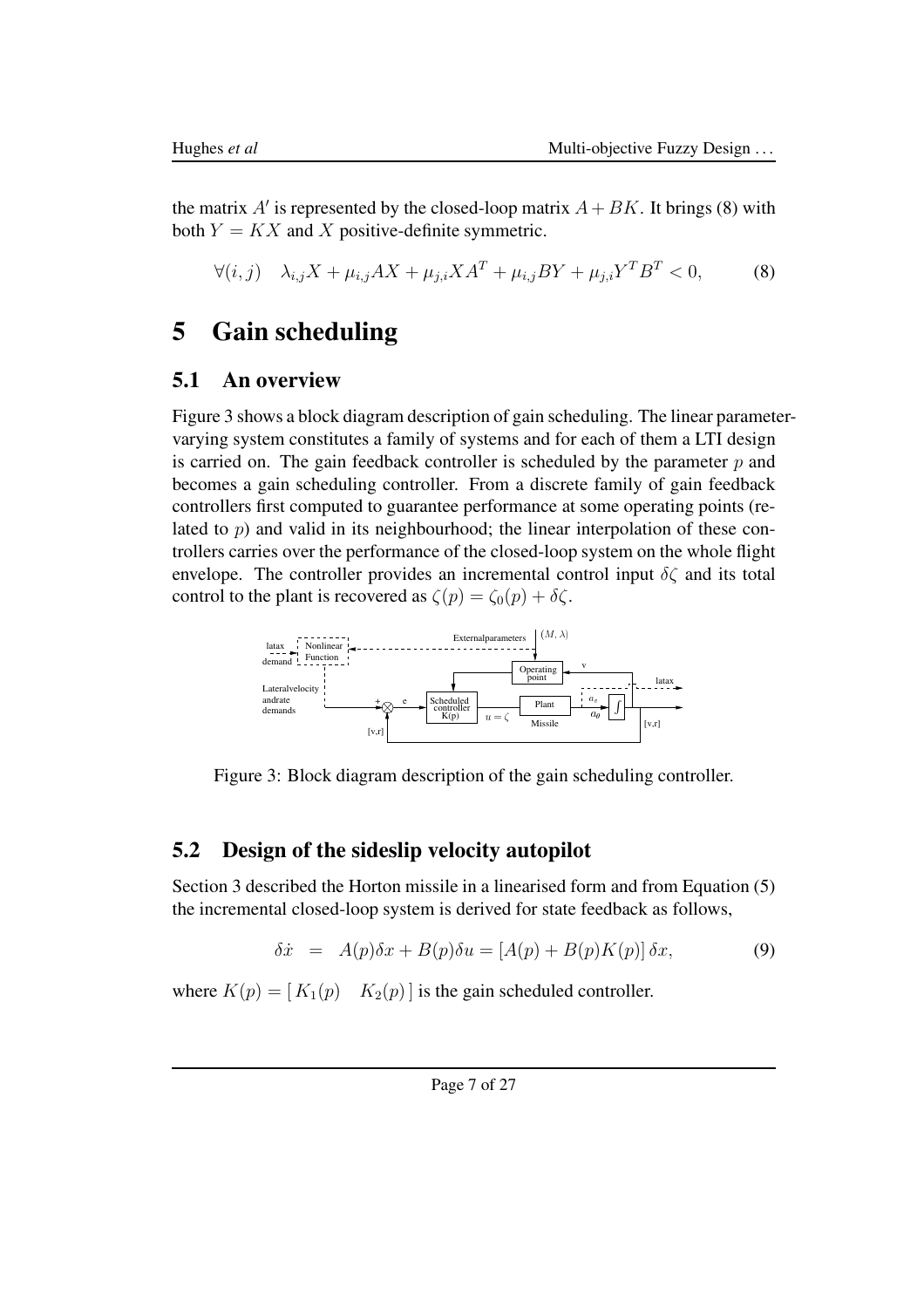the matrix $A'$ is represented by the closed-loop matrix $A + BK$. It brings (8) with both $Y = KX$ and $X$ positive-definite symmetric.

$$\forall(i,j) \quad \lambda_{i,j}X + \mu_{i,j}AX + \mu_{j,i}XA^T + \mu_{i,j}BY + \mu_{j,i}Y^TB^T < 0, \tag{8}$$

# 5 Gain scheduling

## 5.1 An overview

Figure 3 shows a block diagram description of gain scheduling. The linear parameter-varying system constitutes a family of systems and for each of them a LTI design is carried on. The gain feedback controller is scheduled by the parameter $p$ and becomes a gain scheduling controller. From a discrete family of gain feedback controllers first computed to guarantee performance at some operating points (related to $p$) and valid in its neighbourhood; the linear interpolation of these controllers carries over the performance of the closed-loop system on the whole flight envelope. The controller provides an incremental control input $\delta\zeta$ and its total control to the plant is recovered as $\zeta(p) = \zeta_0(p) + \delta\zeta$.

Figure 3: Block diagram description of the gain scheduling controller.

## 5.2 Design of the sideslip velocity autopilot

Section 3 described the Horton missile in a linearised form and from Equation (5) the incremental closed-loop system is derived for state feedback as follows,

$$\delta\dot{x} \;=\; A(p)\delta x + B(p)\delta u = [A(p) + B(p)K(p)]\,\delta x, \tag{9}$$

where $K(p) = [\,K_1(p) \quad K_2(p)\,]$ is the gain scheduled controller.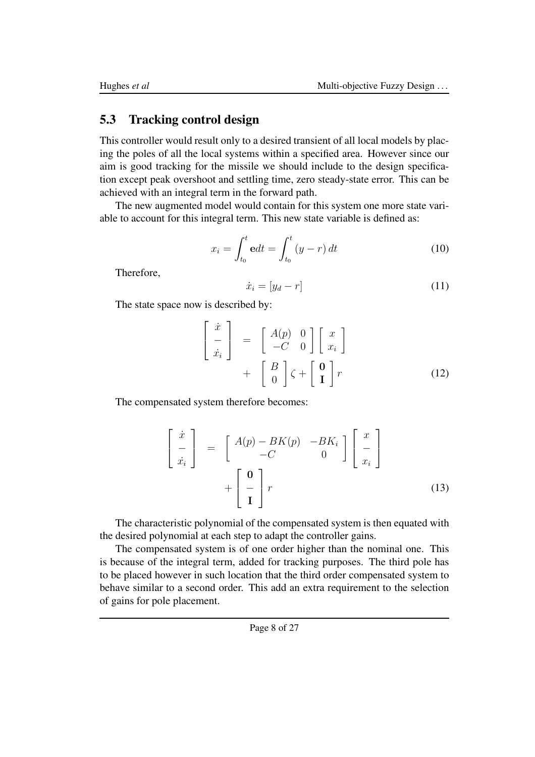## 5.3 Tracking control design

This controller would result only to a desired transient of all local models by placing the poles of all the local systems within a specified area. However since our aim is good tracking for the missile we should include to the design specification except peak overshoot and settling time, zero steady-state error. This can be achieved with an integral term in the forward path.

The new augmented model would contain for this system one more state variable to account for this integral term. This new state variable is defined as:

$$x_i = \int_{t_0}^{t} \mathbf{e} dt = \int_{t_0}^{t} (y - r)\, dt \tag{10}$$

Therefore,

$$\dot{x}_i = [y_d - r] \tag{11}$$

The state space now is described by:

$$\begin{aligned} \begin{bmatrix} \dot{x} \\ - \\ \dot{x}_i \end{bmatrix} &= \begin{bmatrix} A(p) & 0 \\ -C & 0 \end{bmatrix} \begin{bmatrix} x \\ x_i \end{bmatrix} \\ &+ \begin{bmatrix} B \\ 0 \end{bmatrix} \zeta + \begin{bmatrix} \mathbf{0} \\ \mathbf{I} \end{bmatrix} r \end{aligned} \tag{12}$$

The compensated system therefore becomes:

$$\begin{aligned} \begin{bmatrix} \dot{x} \\ - \\ \dot{x}_i \end{bmatrix} &= \begin{bmatrix} A(p) - BK(p) & -BK_i \\ -C & 0 \end{bmatrix} \begin{bmatrix} x \\ - \\ x_i \end{bmatrix} \\ &+ \begin{bmatrix} \mathbf{0} \\ - \\ \mathbf{I} \end{bmatrix} r \end{aligned} \tag{13}$$

The characteristic polynomial of the compensated system is then equated with the desired polynomial at each step to adapt the controller gains.

The compensated system is of one order higher than the nominal one. This is because of the integral term, added for tracking purposes. The third pole has to be placed however in such location that the third order compensated system to behave similar to a second order. This add an extra requirement to the selection of gains for pole placement.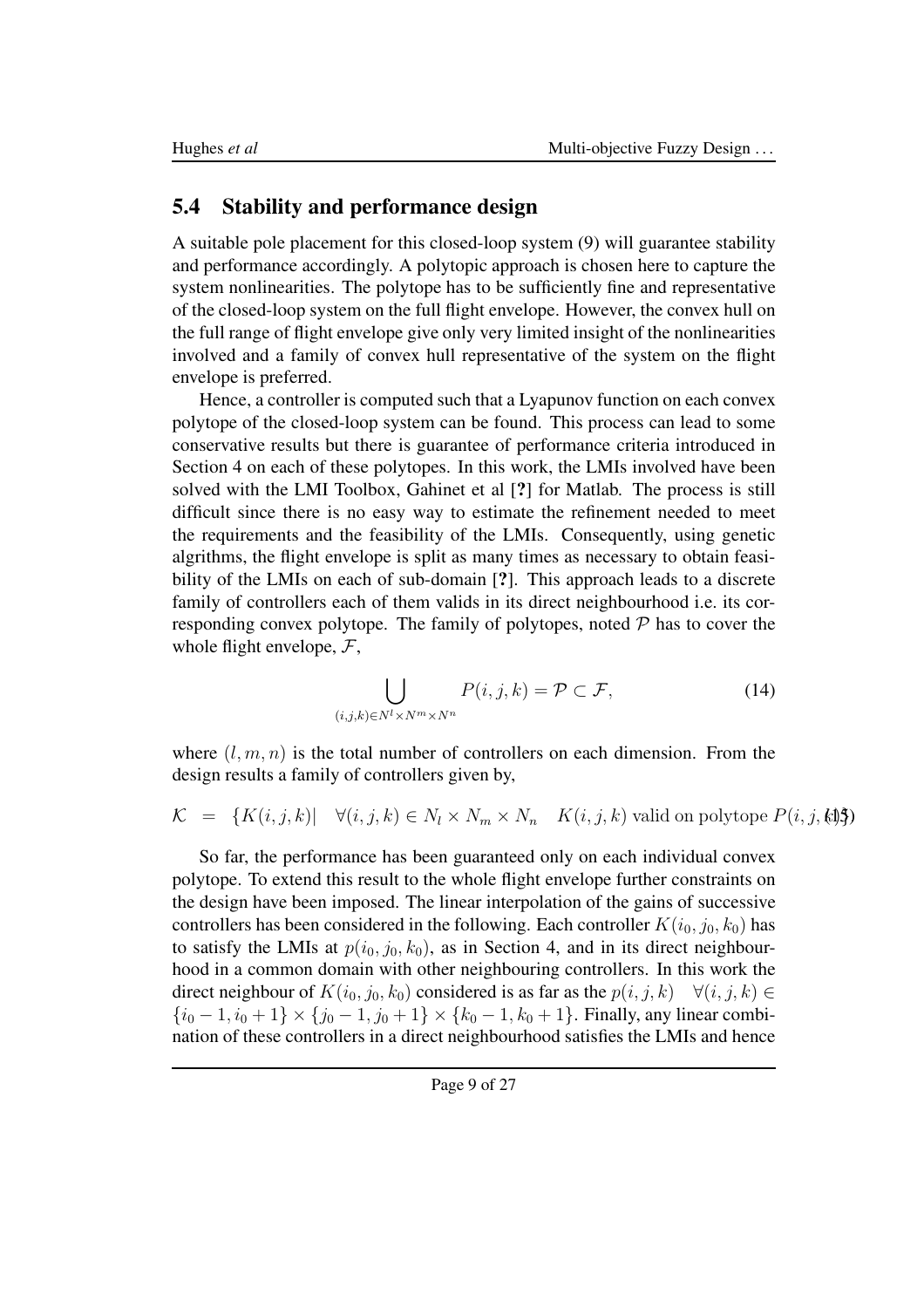## 5.4 Stability and performance design

A suitable pole placement for this closed-loop system (9) will guarantee stability and performance accordingly. A polytopic approach is chosen here to capture the system nonlinearities. The polytope has to be sufficiently fine and representative of the closed-loop system on the full flight envelope. However, the convex hull on the full range of flight envelope give only very limited insight of the nonlinearities involved and a family of convex hull representative of the system on the flight envelope is preferred.

Hence, a controller is computed such that a Lyapunov function on each convex polytope of the closed-loop system can be found. This process can lead to some conservative results but there is guarantee of performance criteria introduced in Section 4 on each of these polytopes. In this work, the LMIs involved have been solved with the LMI Toolbox, Gahinet et al [**?**] for Matlab. The process is still difficult since there is no easy way to estimate the refinement needed to meet the requirements and the feasibility of the LMIs. Consequently, using genetic algrithms, the flight envelope is split as many times as necessary to obtain feasibility of the LMIs on each of sub-domain [**?**]. This approach leads to a discrete family of controllers each of them valids in its direct neighbourhood i.e. its corresponding convex polytope. The family of polytopes, noted $\mathcal{P}$ has to cover the whole flight envelope, $\mathcal{F}$,

$$\bigcup_{(i,j,k)\in N^l \times N^m \times N^n} P(i,j,k) = \mathcal{P} \subset \mathcal{F}, \tag{14}$$

where $(l,m,n)$ is the total number of controllers on each dimension. From the design results a family of controllers given by,

$$\mathcal{K} \;=\; \{K(i,j,k)| \quad \forall (i,j,k) \in N_l \times N_m \times N_n \quad K(i,j,k) \text{ valid on polytope } P(i,j,k)\} \tag{15}$$

So far, the performance has been guaranteed only on each individual convex polytope. To extend this result to the whole flight envelope further constraints on the design have been imposed. The linear interpolation of the gains of successive controllers has been considered in the following. Each controller $K(i_0, j_0, k_0)$ has to satisfy the LMIs at $p(i_0, j_0, k_0)$, as in Section 4, and in its direct neighbourhood in a common domain with other neighbouring controllers. In this work the direct neighbour of $K(i_0, j_0, k_0)$ considered is as far as the $p(i,j,k) \quad \forall (i,j,k) \in \{i_0-1, i_0+1\} \times \{j_0-1, j_0+1\} \times \{k_0-1, k_0+1\}$. Finally, any linear combination of these controllers in a direct neighbourhood satisfies the LMIs and hence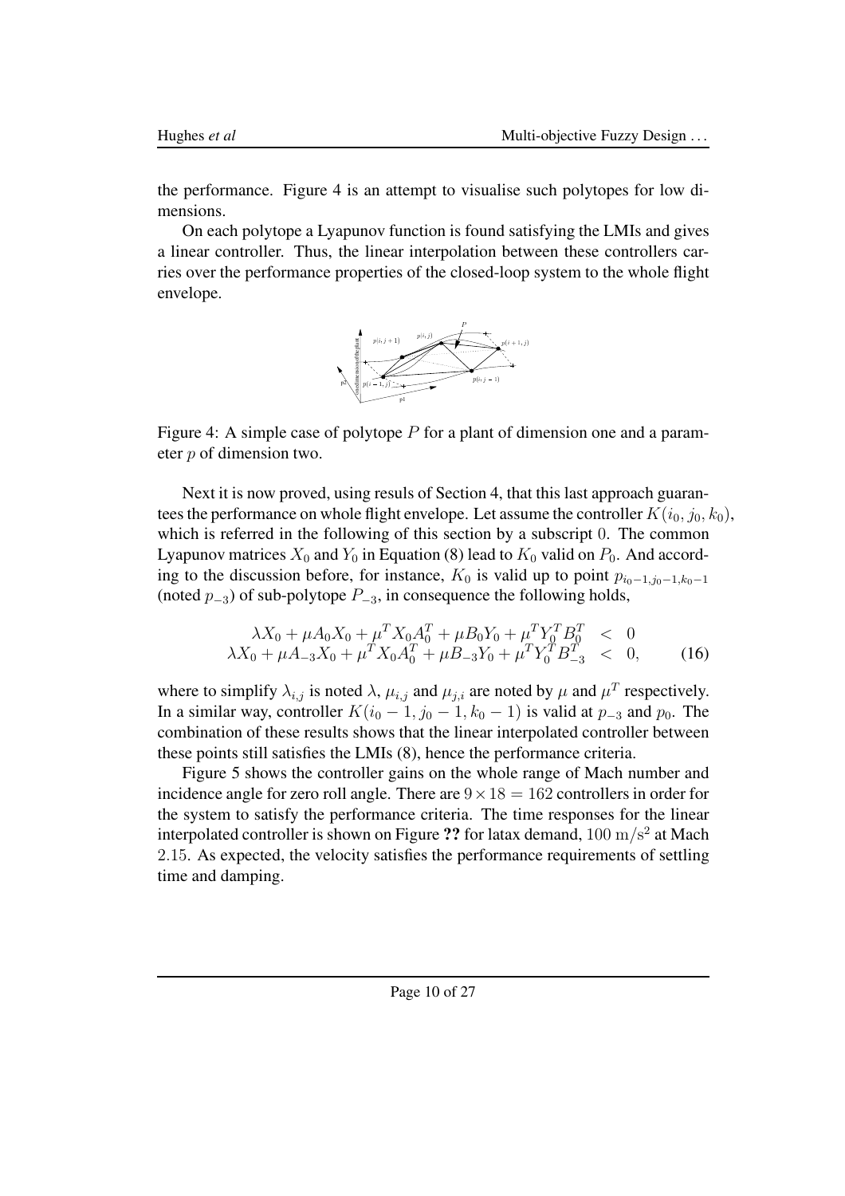the performance. Figure 4 is an attempt to visualise such polytopes for low dimensions.

On each polytope a Lyapunov function is found satisfying the LMIs and gives a linear controller. Thus, the linear interpolation between these controllers carries over the performance properties of the closed-loop system to the whole flight envelope.

Figure 4: A simple case of polytope $P$ for a plant of dimension one and a parameter $p$ of dimension two.

Next it is now proved, using resuls of Section 4, that this last approach guarantees the performance on whole flight envelope. Let assume the controller $K(i_0, j_0, k_0)$, which is referred in the following of this section by a subscript $0$. The common Lyapunov matrices $X_0$ and $Y_0$ in Equation (8) lead to $K_0$ valid on $P_0$. And according to the discussion before, for instance, $K_0$ is valid up to point $p_{i_0-1,j_0-1,k_0-1}$ (noted $p_{-3}$) of sub-polytope $P_{-3}$, in consequence the following holds,

$$
\begin{array}{rcl}
\lambda X_0 + \mu A_0 X_0 + \mu^T X_0 A_0^T + \mu B_0 Y_0 + \mu^T Y_0^T B_0^T & < & 0 \\
\lambda X_0 + \mu A_{-3} X_0 + \mu^T X_0 A_0^T + \mu B_{-3} Y_0 + \mu^T Y_0^T B_{-3}^T & < & 0,
\end{array}
\qquad (16)
$$

where to simplify $\lambda_{i,j}$ is noted $\lambda$, $\mu_{i,j}$ and $\mu_{j,i}$ are noted by $\mu$ and $\mu^T$ respectively. In a similar way, controller $K(i_0 - 1, j_0 - 1, k_0 - 1)$ is valid at $p_{-3}$ and $p_0$. The combination of these results shows that the linear interpolated controller between these points still satisfies the LMIs (8), hence the performance criteria.

Figure 5 shows the controller gains on the whole range of Mach number and incidence angle for zero roll angle. There are $9 \times 18 = 162$ controllers in order for the system to satisfy the performance criteria. The time responses for the linear interpolated controller is shown on Figure **??** for latax demand, $100\ \mathrm{m/s^2}$ at Mach $2.15$. As expected, the velocity satisfies the performance requirements of settling time and damping.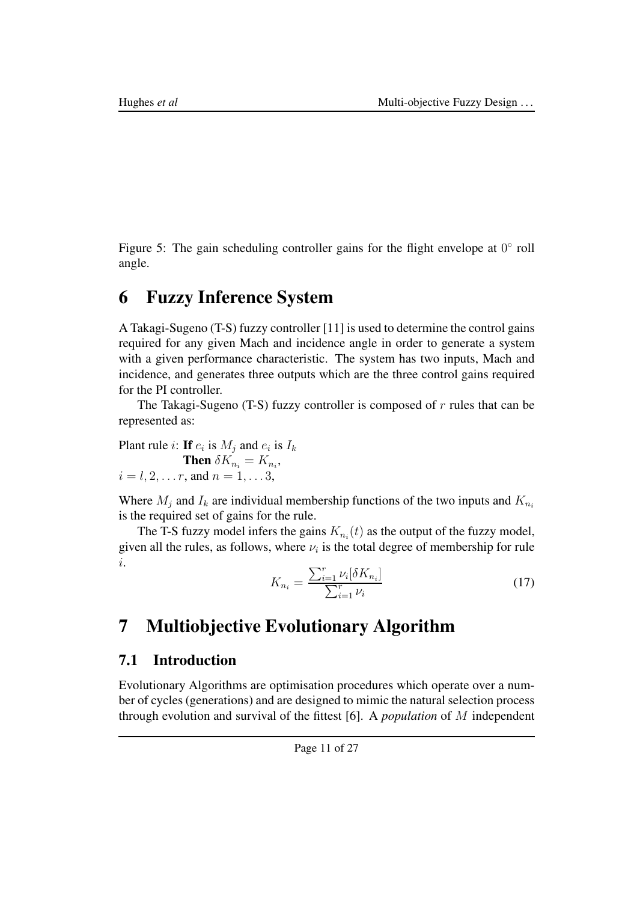Figure 5: The gain scheduling controller gains for the flight envelope at $0^\circ$ roll angle.

# 6 Fuzzy Inference System

A Takagi-Sugeno (T-S) fuzzy controller [11] is used to determine the control gains required for any given Mach and incidence angle in order to generate a system with a given performance characteristic. The system has two inputs, Mach and incidence, and generates three outputs which are the three control gains required for the PI controller.

The Takagi-Sugeno (T-S) fuzzy controller is composed of $r$ rules that can be represented as:

Plant rule $i$: **If** $e_i$ is $M_j$ and $e_i$ is $I_k$
**Then** $\delta K_{n_i} = K_{n_i}$,
$i = l, 2, \ldots r$, and $n = 1, \ldots 3$,

Where $M_j$ and $I_k$ are individual membership functions of the two inputs and $K_{n_i}$ is the required set of gains for the rule.

The T-S fuzzy model infers the gains $K_{n_i}(t)$ as the output of the fuzzy model, given all the rules, as follows, where $\nu_i$ is the total degree of membership for rule $i$.

$$K_{n_i} = \frac{\sum_{i=1}^{r} \nu_i [\delta K_{n_i}]}{\sum_{i=1}^{r} \nu_i} \tag{17}$$

# 7 Multiobjective Evolutionary Algorithm

## 7.1 Introduction

Evolutionary Algorithms are optimisation procedures which operate over a number of cycles (generations) and are designed to mimic the natural selection process through evolution and survival of the fittest [6]. A *population* of $M$ independent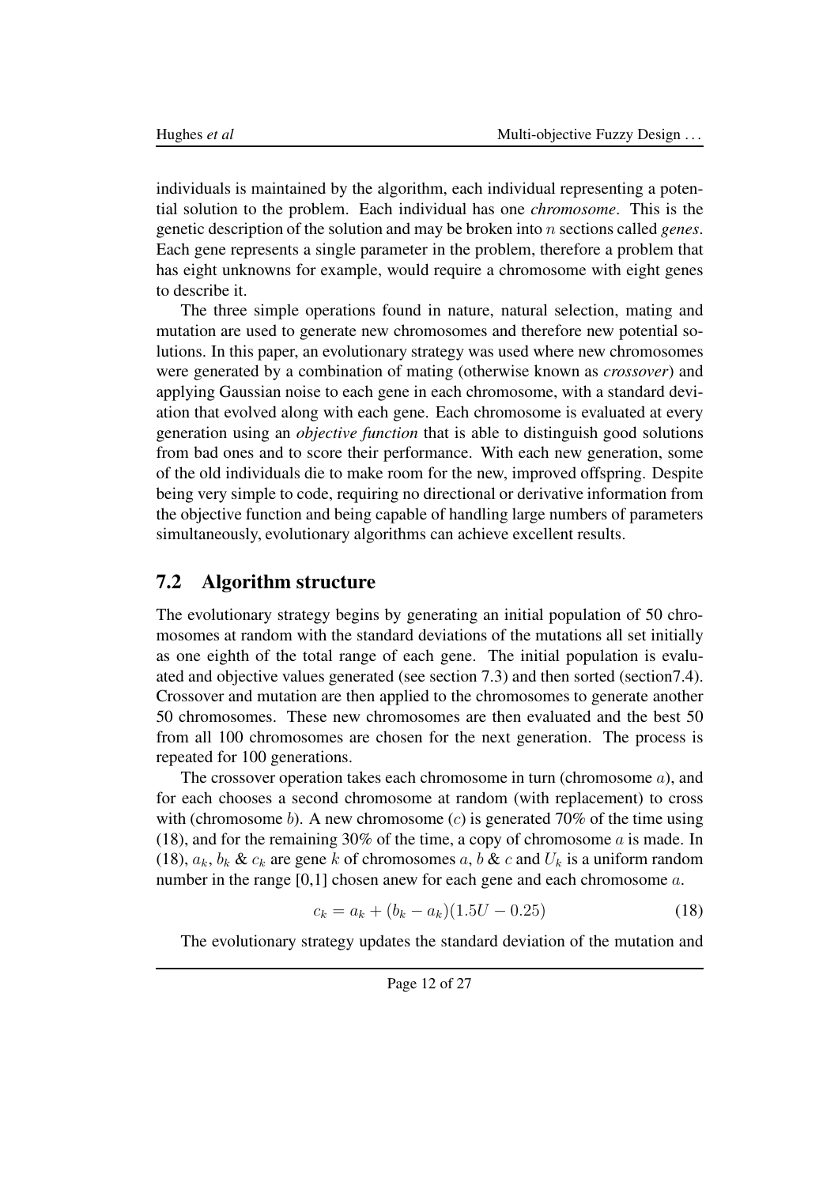individuals is maintained by the algorithm, each individual representing a potential solution to the problem. Each individual has one *chromosome*. This is the genetic description of the solution and may be broken into $n$ sections called *genes*. Each gene represents a single parameter in the problem, therefore a problem that has eight unknowns for example, would require a chromosome with eight genes to describe it.

The three simple operations found in nature, natural selection, mating and mutation are used to generate new chromosomes and therefore new potential solutions. In this paper, an evolutionary strategy was used where new chromosomes were generated by a combination of mating (otherwise known as *crossover*) and applying Gaussian noise to each gene in each chromosome, with a standard deviation that evolved along with each gene. Each chromosome is evaluated at every generation using an *objective function* that is able to distinguish good solutions from bad ones and to score their performance. With each new generation, some of the old individuals die to make room for the new, improved offspring. Despite being very simple to code, requiring no directional or derivative information from the objective function and being capable of handling large numbers of parameters simultaneously, evolutionary algorithms can achieve excellent results.

## 7.2 Algorithm structure

The evolutionary strategy begins by generating an initial population of 50 chromosomes at random with the standard deviations of the mutations all set initially as one eighth of the total range of each gene. The initial population is evaluated and objective values generated (see section 7.3) and then sorted (section7.4). Crossover and mutation are then applied to the chromosomes to generate another 50 chromosomes. These new chromosomes are then evaluated and the best 50 from all 100 chromosomes are chosen for the next generation. The process is repeated for 100 generations.

The crossover operation takes each chromosome in turn (chromosome $a$), and for each chooses a second chromosome at random (with replacement) to cross with (chromosome $b$). A new chromosome ($c$) is generated 70% of the time using (18), and for the remaining 30% of the time, a copy of chromosome $a$ is made. In (18), $a_k$, $b_k$ & $c_k$ are gene $k$ of chromosomes $a$, $b$ & $c$ and $U_k$ is a uniform random number in the range [0,1] chosen anew for each gene and each chromosome $a$.

$$c_k = a_k + (b_k - a_k)(1.5U - 0.25) \tag{18}$$

The evolutionary strategy updates the standard deviation of the mutation and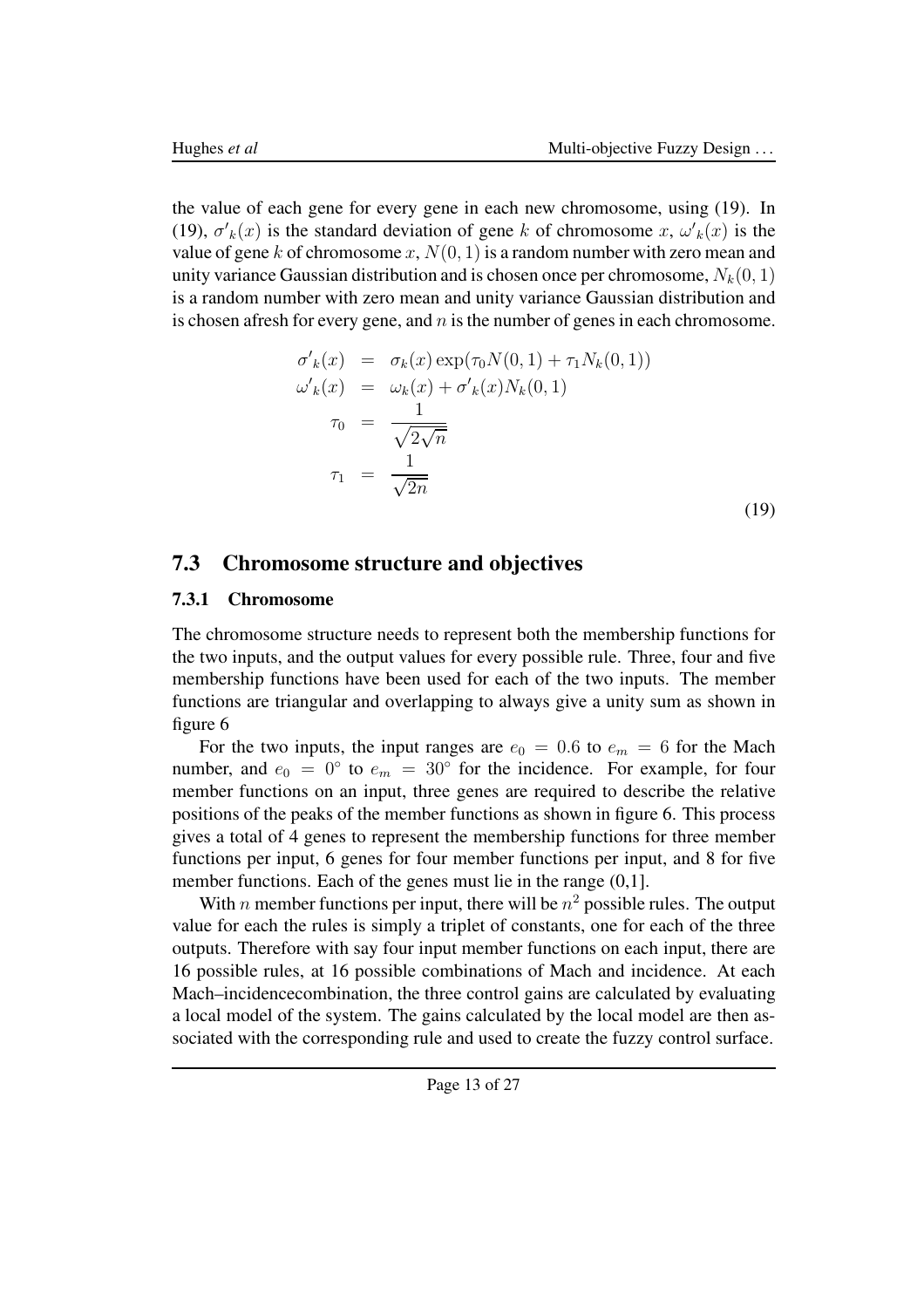the value of each gene for every gene in each new chromosome, using (19). In (19), ${\sigma'}_k(x)$ is the standard deviation of gene $k$ of chromosome $x$, ${\omega'}_k(x)$ is the value of gene $k$ of chromosome $x$, $N(0,1)$ is a random number with zero mean and unity variance Gaussian distribution and is chosen once per chromosome, $N_k(0,1)$ is a random number with zero mean and unity variance Gaussian distribution and is chosen afresh for every gene, and $n$ is the number of genes in each chromosome.

$$
\begin{aligned}
{\sigma'}_k(x) &= \sigma_k(x)\exp(\tau_0 N(0,1) + \tau_1 N_k(0,1)) \\
{\omega'}_k(x) &= \omega_k(x) + {\sigma'}_k(x) N_k(0,1) \\
\tau_0 &= \frac{1}{\sqrt{2\sqrt{n}}} \\
\tau_1 &= \frac{1}{\sqrt{2n}}
\end{aligned}
\tag{19}
$$

## 7.3 Chromosome structure and objectives

### 7.3.1 Chromosome

The chromosome structure needs to represent both the membership functions for the two inputs, and the output values for every possible rule. Three, four and five membership functions have been used for each of the two inputs. The member functions are triangular and overlapping to always give a unity sum as shown in figure 6

For the two inputs, the input ranges are $e_0 = 0.6$ to $e_m = 6$ for the Mach number, and $e_0 = 0^\circ$ to $e_m = 30^\circ$ for the incidence. For example, for four member functions on an input, three genes are required to describe the relative positions of the peaks of the member functions as shown in figure 6. This process gives a total of 4 genes to represent the membership functions for three member functions per input, 6 genes for four member functions per input, and 8 for five member functions. Each of the genes must lie in the range (0,1].

With $n$ member functions per input, there will be $n^2$ possible rules. The output value for each the rules is simply a triplet of constants, one for each of the three outputs. Therefore with say four input member functions on each input, there are 16 possible rules, at 16 possible combinations of Mach and incidence. At each Mach–incidencecombination, the three control gains are calculated by evaluating a local model of the system. The gains calculated by the local model are then associated with the corresponding rule and used to create the fuzzy control surface.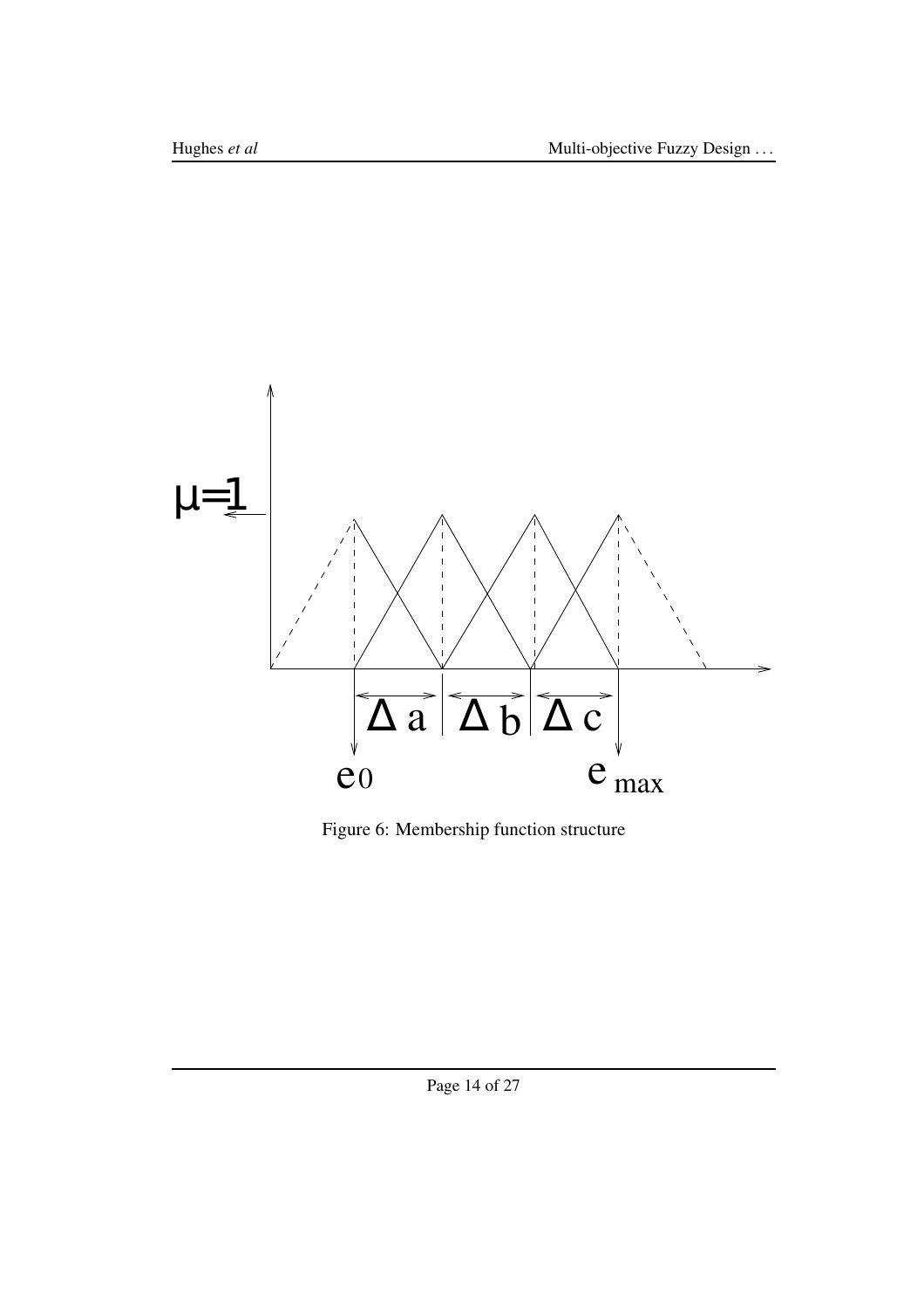Figure 6: Membership function structure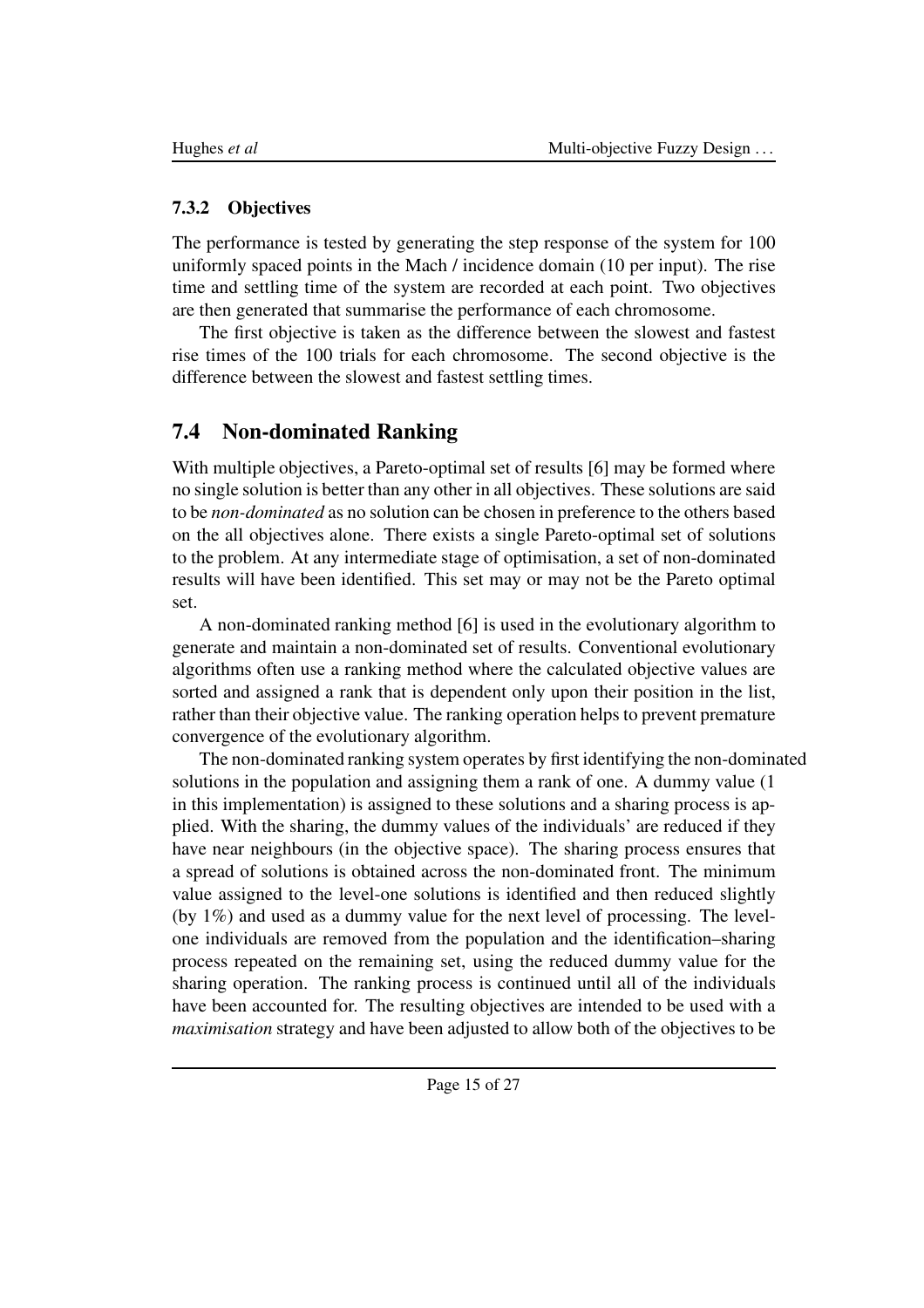### 7.3.2 Objectives

The performance is tested by generating the step response of the system for 100 uniformly spaced points in the Mach / incidence domain (10 per input). The rise time and settling time of the system are recorded at each point. Two objectives are then generated that summarise the performance of each chromosome.

The first objective is taken as the difference between the slowest and fastest rise times of the 100 trials for each chromosome. The second objective is the difference between the slowest and fastest settling times.

## 7.4 Non-dominated Ranking

With multiple objectives, a Pareto-optimal set of results [6] may be formed where no single solution is better than any other in all objectives. These solutions are said to be *non-dominated* as no solution can be chosen in preference to the others based on the all objectives alone. There exists a single Pareto-optimal set of solutions to the problem. At any intermediate stage of optimisation, a set of non-dominated results will have been identified. This set may or may not be the Pareto optimal set.

A non-dominated ranking method [6] is used in the evolutionary algorithm to generate and maintain a non-dominated set of results. Conventional evolutionary algorithms often use a ranking method where the calculated objective values are sorted and assigned a rank that is dependent only upon their position in the list, rather than their objective value. The ranking operation helps to prevent premature convergence of the evolutionary algorithm.

The non-dominated ranking system operates by first identifying the non-dominated solutions in the population and assigning them a rank of one. A dummy value (1 in this implementation) is assigned to these solutions and a sharing process is applied. With the sharing, the dummy values of the individuals' are reduced if they have near neighbours (in the objective space). The sharing process ensures that a spread of solutions is obtained across the non-dominated front. The minimum value assigned to the level-one solutions is identified and then reduced slightly (by 1%) and used as a dummy value for the next level of processing. The level-one individuals are removed from the population and the identification–sharing process repeated on the remaining set, using the reduced dummy value for the sharing operation. The ranking process is continued until all of the individuals have been accounted for. The resulting objectives are intended to be used with a *maximisation* strategy and have been adjusted to allow both of the objectives to be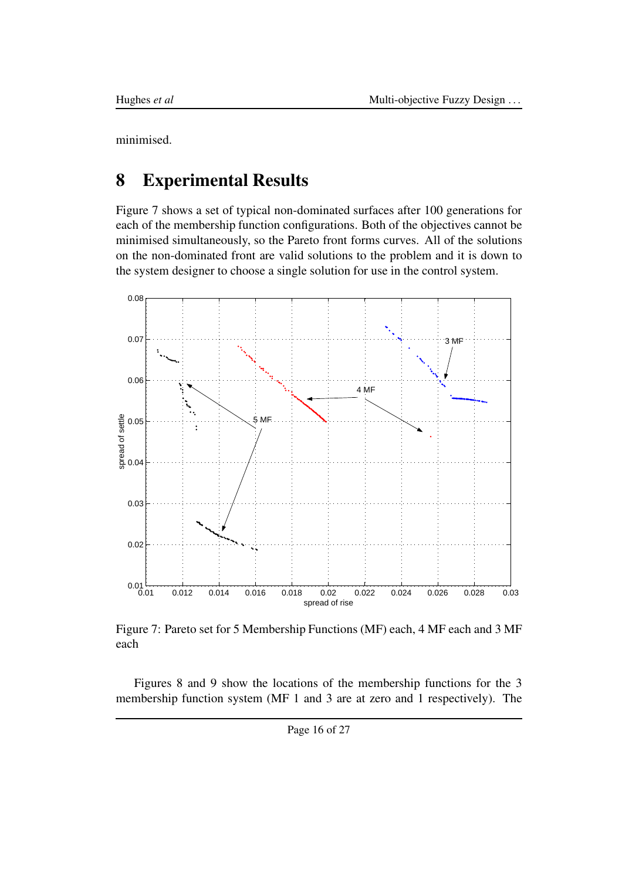minimised.

# 8 Experimental Results

Figure 7 shows a set of typical non-dominated surfaces after 100 generations for each of the membership function configurations. Both of the objectives cannot be minimised simultaneously, so the Pareto front forms curves. All of the solutions on the non-dominated front are valid solutions to the problem and it is down to the system designer to choose a single solution for use in the control system.

Figure 7: Pareto set for 5 Membership Functions (MF) each, 4 MF each and 3 MF each

Figures 8 and 9 show the locations of the membership functions for the 3 membership function system (MF 1 and 3 are at zero and 1 respectively). The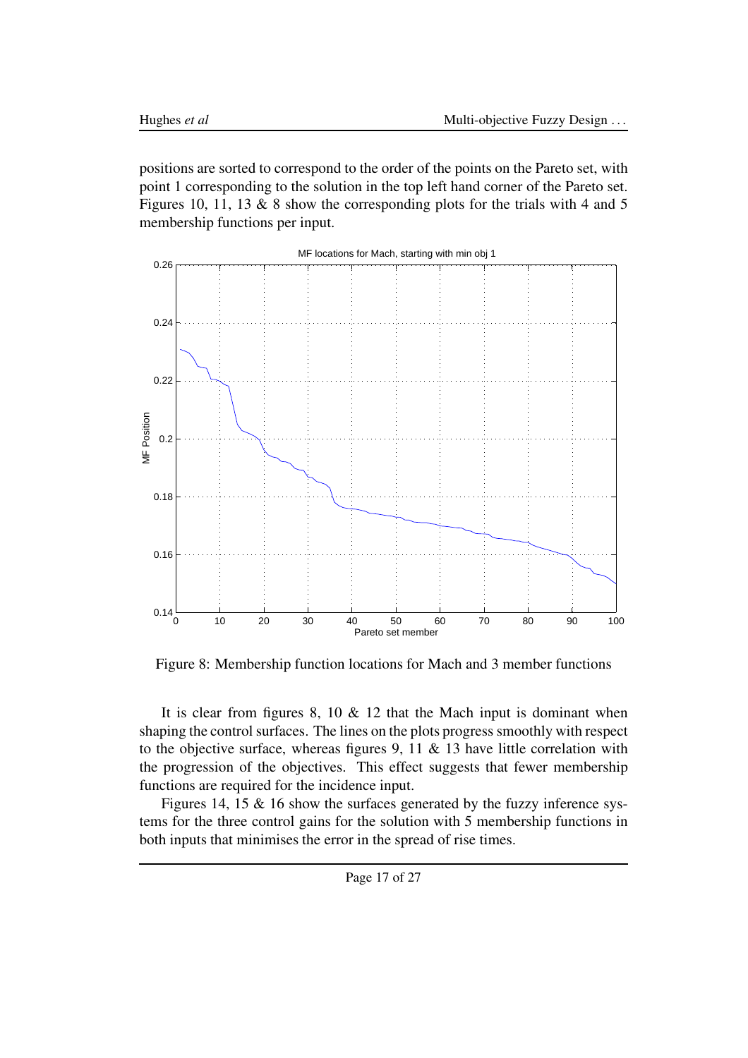positions are sorted to correspond to the order of the points on the Pareto set, with point 1 corresponding to the solution in the top left hand corner of the Pareto set. Figures 10, 11, 13 & 8 show the corresponding plots for the trials with 4 and 5 membership functions per input.

Figure 8: Membership function locations for Mach and 3 member functions

It is clear from figures 8, 10 & 12 that the Mach input is dominant when shaping the control surfaces. The lines on the plots progress smoothly with respect to the objective surface, whereas figures 9, 11 & 13 have little correlation with the progression of the objectives. This effect suggests that fewer membership functions are required for the incidence input.

Figures 14, 15 & 16 show the surfaces generated by the fuzzy inference systems for the three control gains for the solution with 5 membership functions in both inputs that minimises the error in the spread of rise times.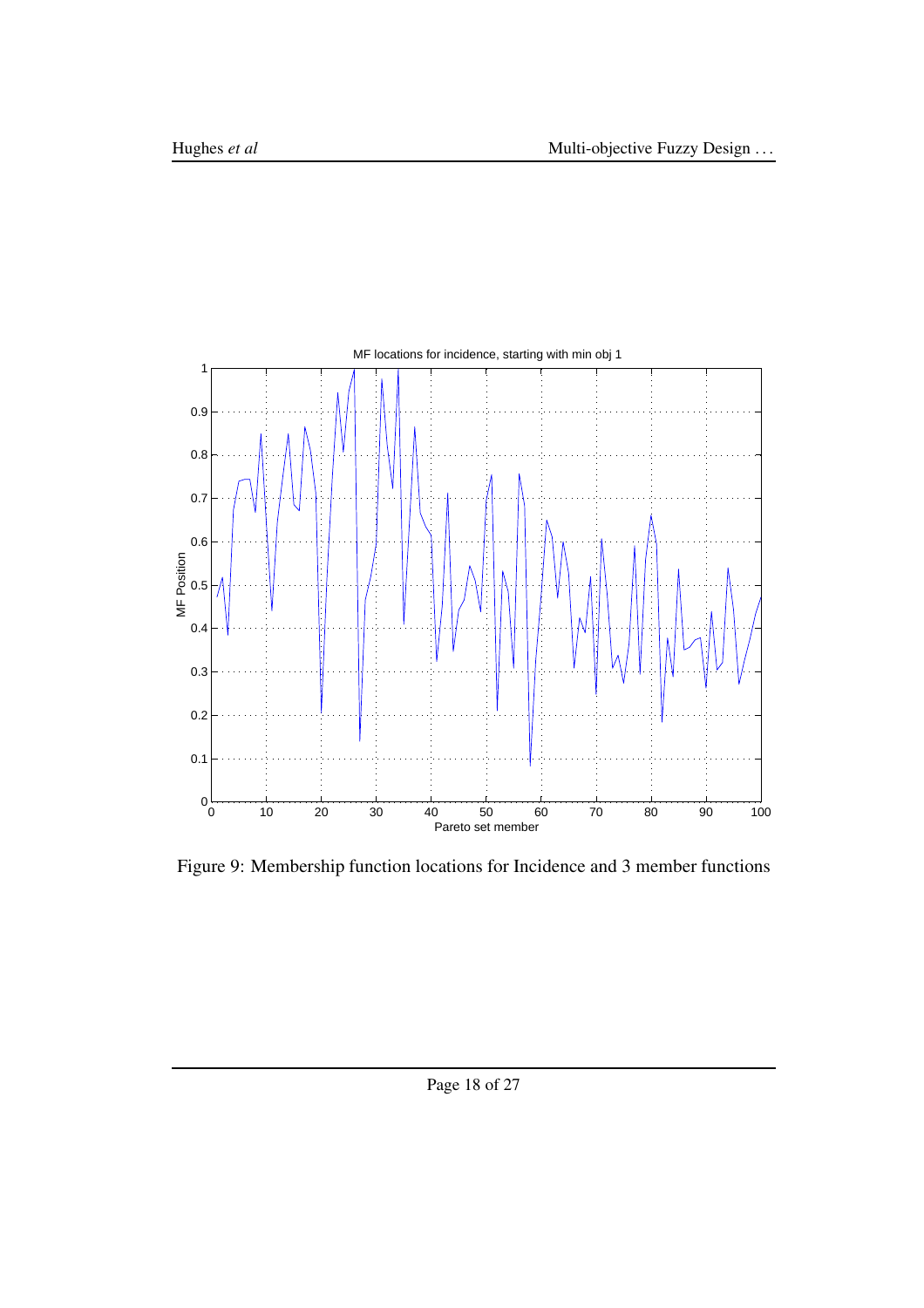Figure 9: Membership function locations for Incidence and 3 member functions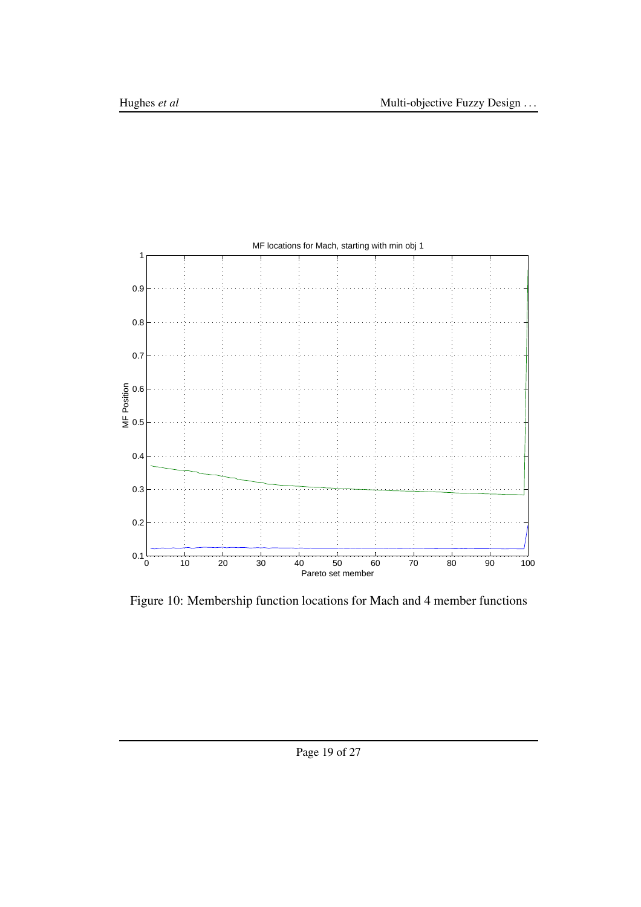Figure 10: Membership function locations for Mach and 4 member functions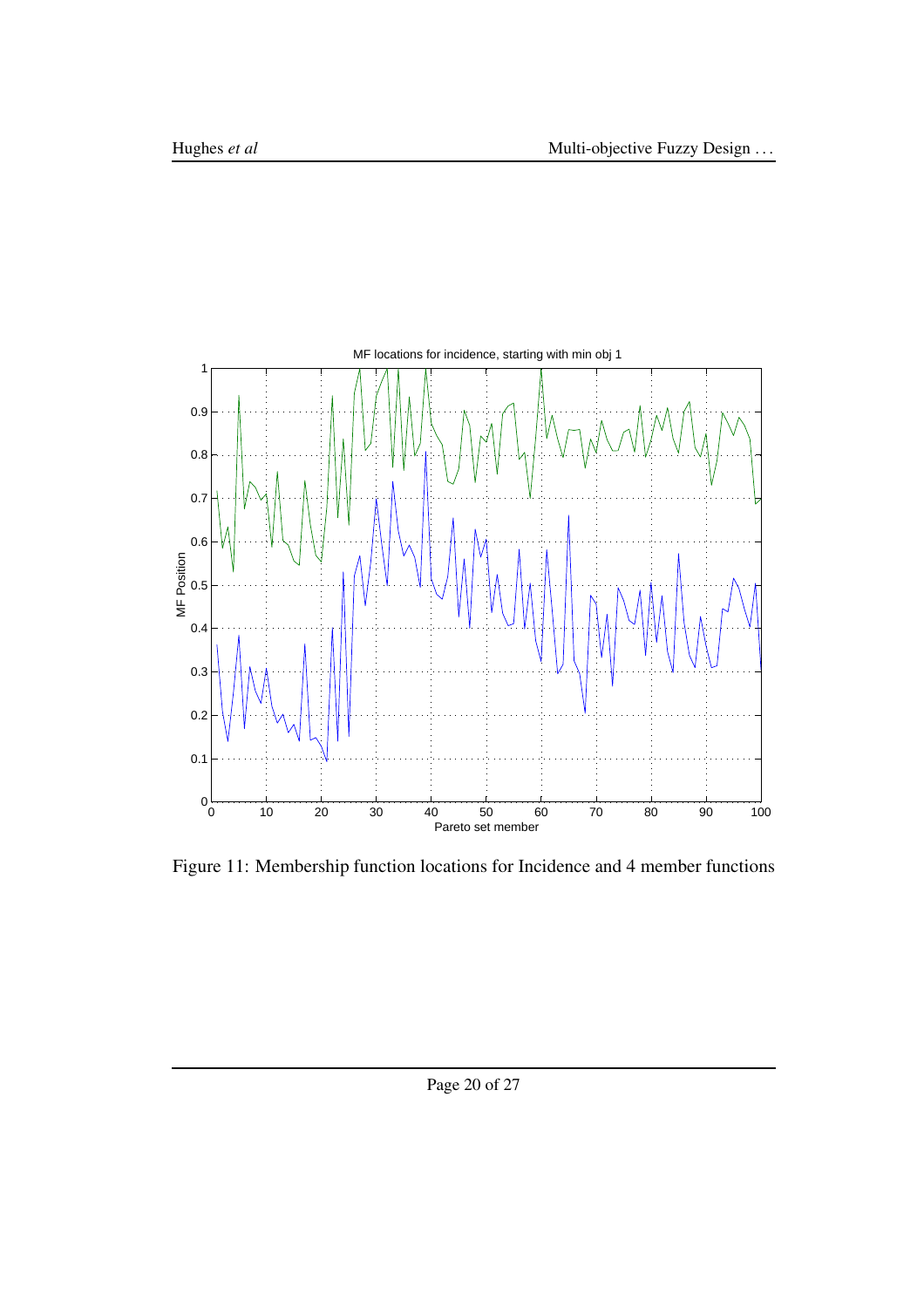Figure 11: Membership function locations for Incidence and 4 member functions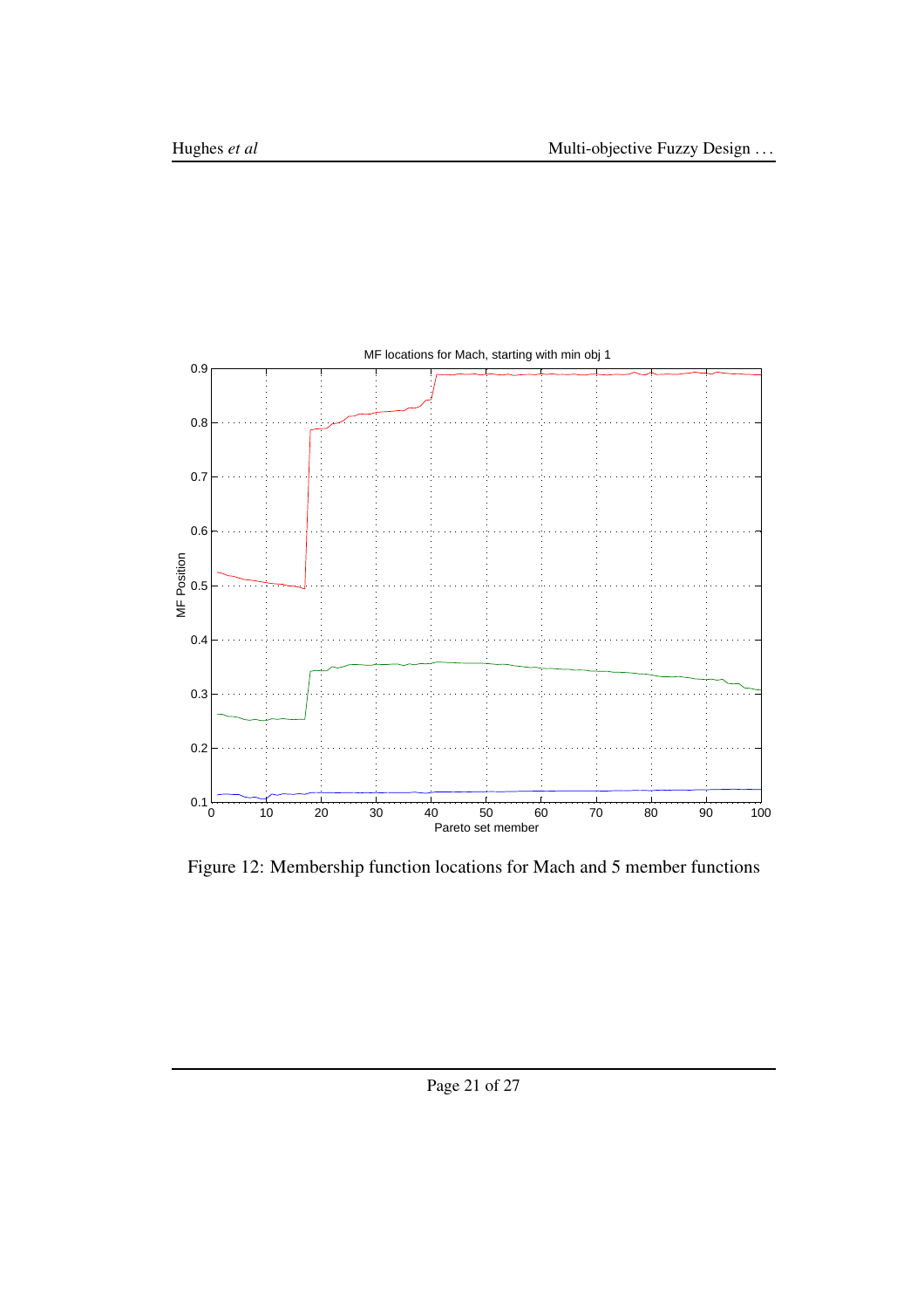Figure 12: Membership function locations for Mach and 5 member functions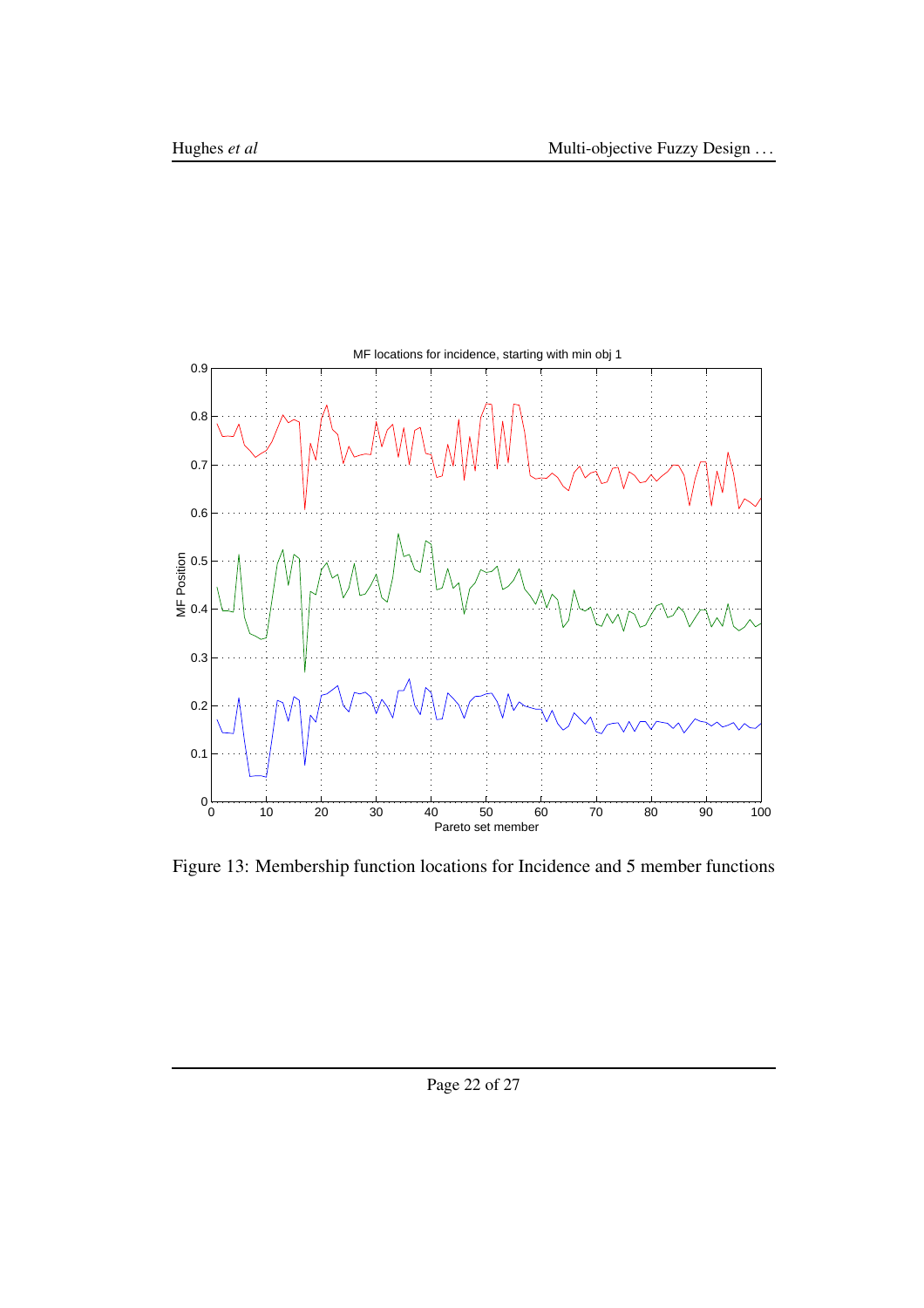Figure 13: Membership function locations for Incidence and 5 member functions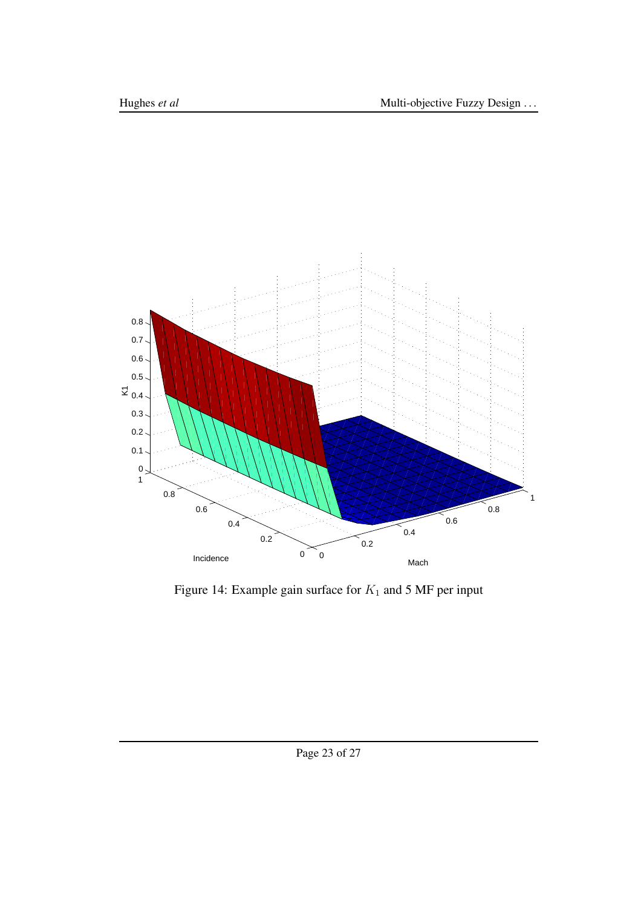Figure 14: Example gain surface for $K_1$ and 5 MF per input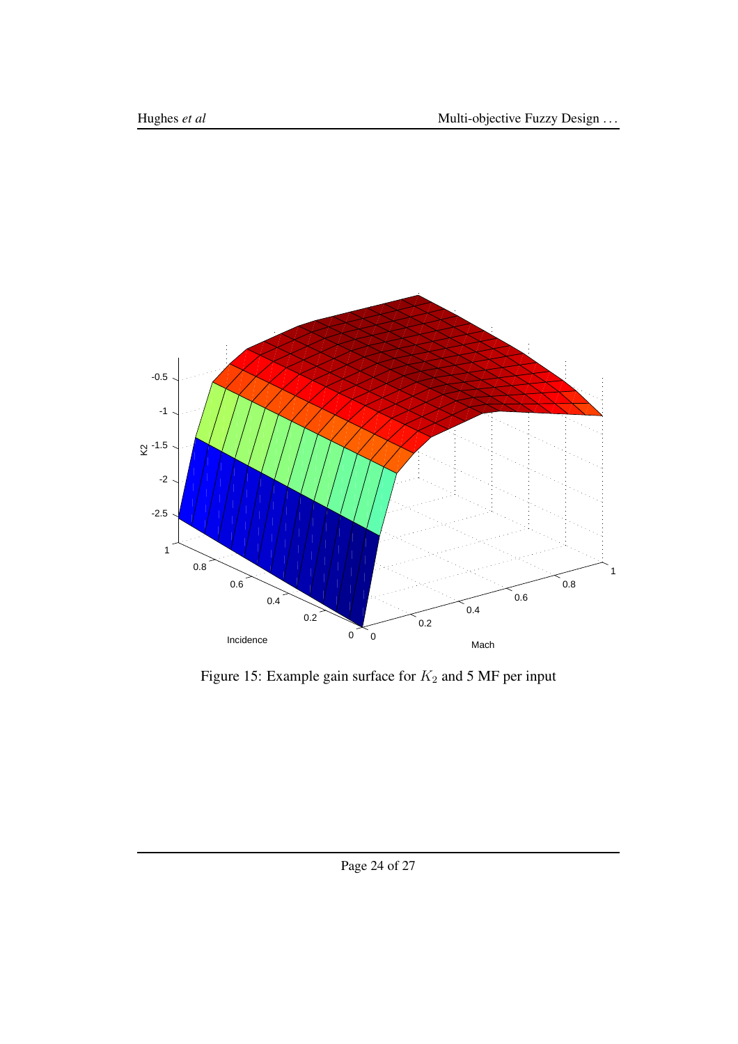Figure 15: Example gain surface for $K_2$ and 5 MF per input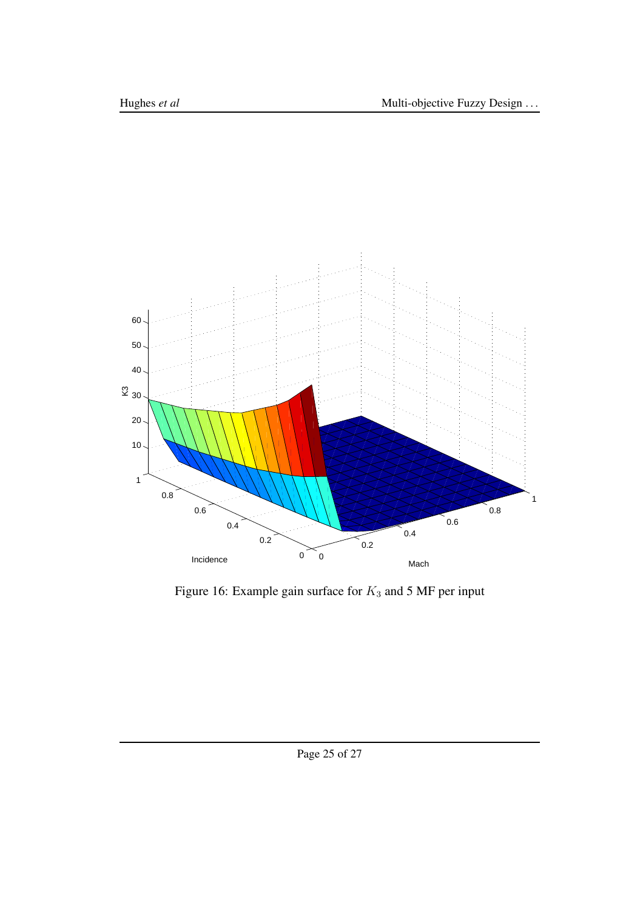Figure 16: Example gain surface for $K_3$ and 5 MF per input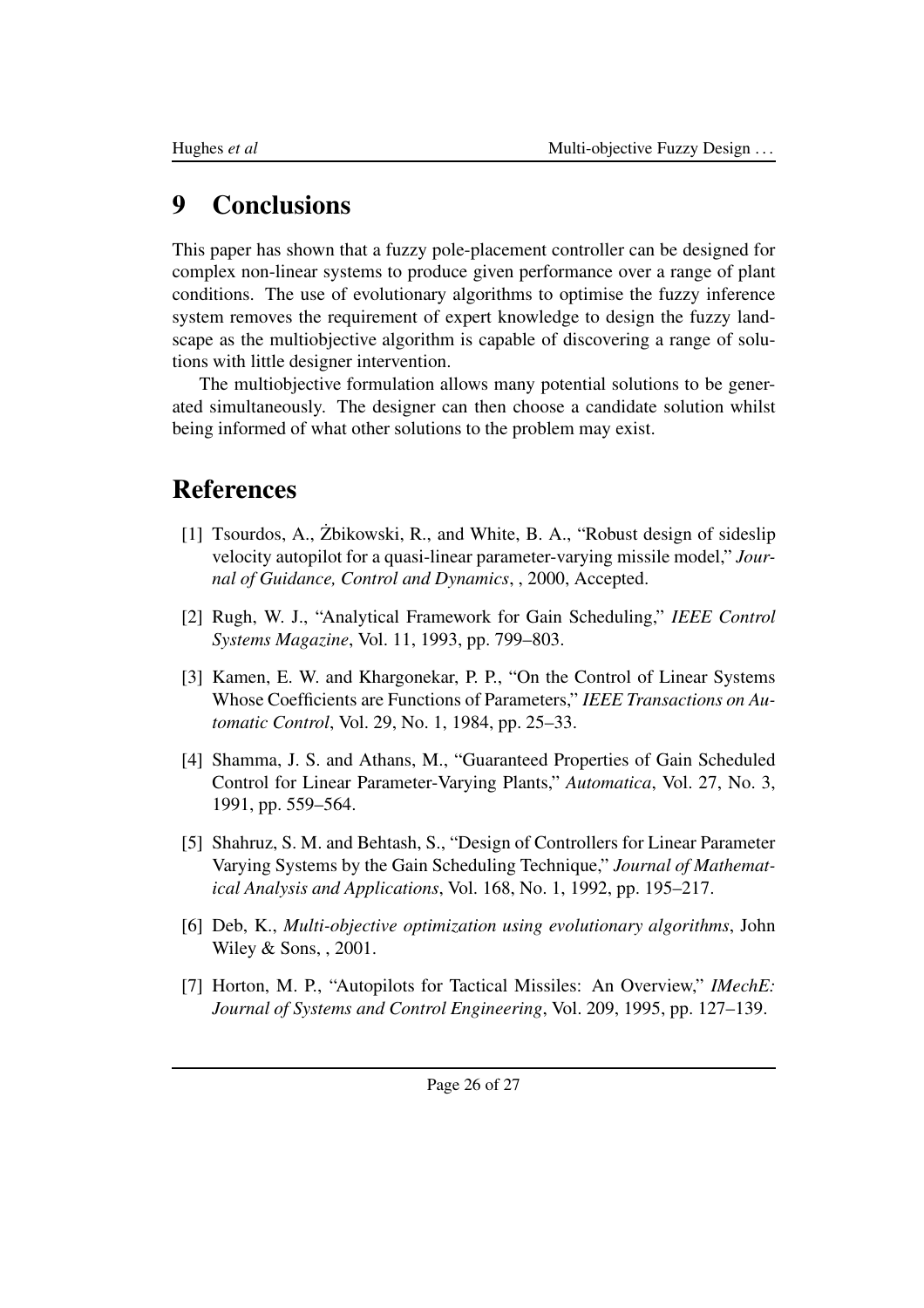# 9 Conclusions

This paper has shown that a fuzzy pole-placement controller can be designed for complex non-linear systems to produce given performance over a range of plant conditions. The use of evolutionary algorithms to optimise the fuzzy inference system removes the requirement of expert knowledge to design the fuzzy landscape as the multiobjective algorithm is capable of discovering a range of solutions with little designer intervention.

The multiobjective formulation allows many potential solutions to be generated simultaneously. The designer can then choose a candidate solution whilst being informed of what other solutions to the problem may exist.

# References

[1] Tsourdos, A., Żbikowski, R., and White, B. A., "Robust design of sideslip velocity autopilot for a quasi-linear parameter-varying missile model," *Journal of Guidance, Control and Dynamics*, , 2000, Accepted.

[2] Rugh, W. J., "Analytical Framework for Gain Scheduling," *IEEE Control Systems Magazine*, Vol. 11, 1993, pp. 799–803.

[3] Kamen, E. W. and Khargonekar, P. P., "On the Control of Linear Systems Whose Coefficients are Functions of Parameters," *IEEE Transactions on Automatic Control*, Vol. 29, No. 1, 1984, pp. 25–33.

[4] Shamma, J. S. and Athans, M., "Guaranteed Properties of Gain Scheduled Control for Linear Parameter-Varying Plants," *Automatica*, Vol. 27, No. 3, 1991, pp. 559–564.

[5] Shahruz, S. M. and Behtash, S., "Design of Controllers for Linear Parameter Varying Systems by the Gain Scheduling Technique," *Journal of Mathematical Analysis and Applications*, Vol. 168, No. 1, 1992, pp. 195–217.

[6] Deb, K., *Multi-objective optimization using evolutionary algorithms*, John Wiley & Sons, , 2001.

[7] Horton, M. P., "Autopilots for Tactical Missiles: An Overview," *IMechE: Journal of Systems and Control Engineering*, Vol. 209, 1995, pp. 127–139.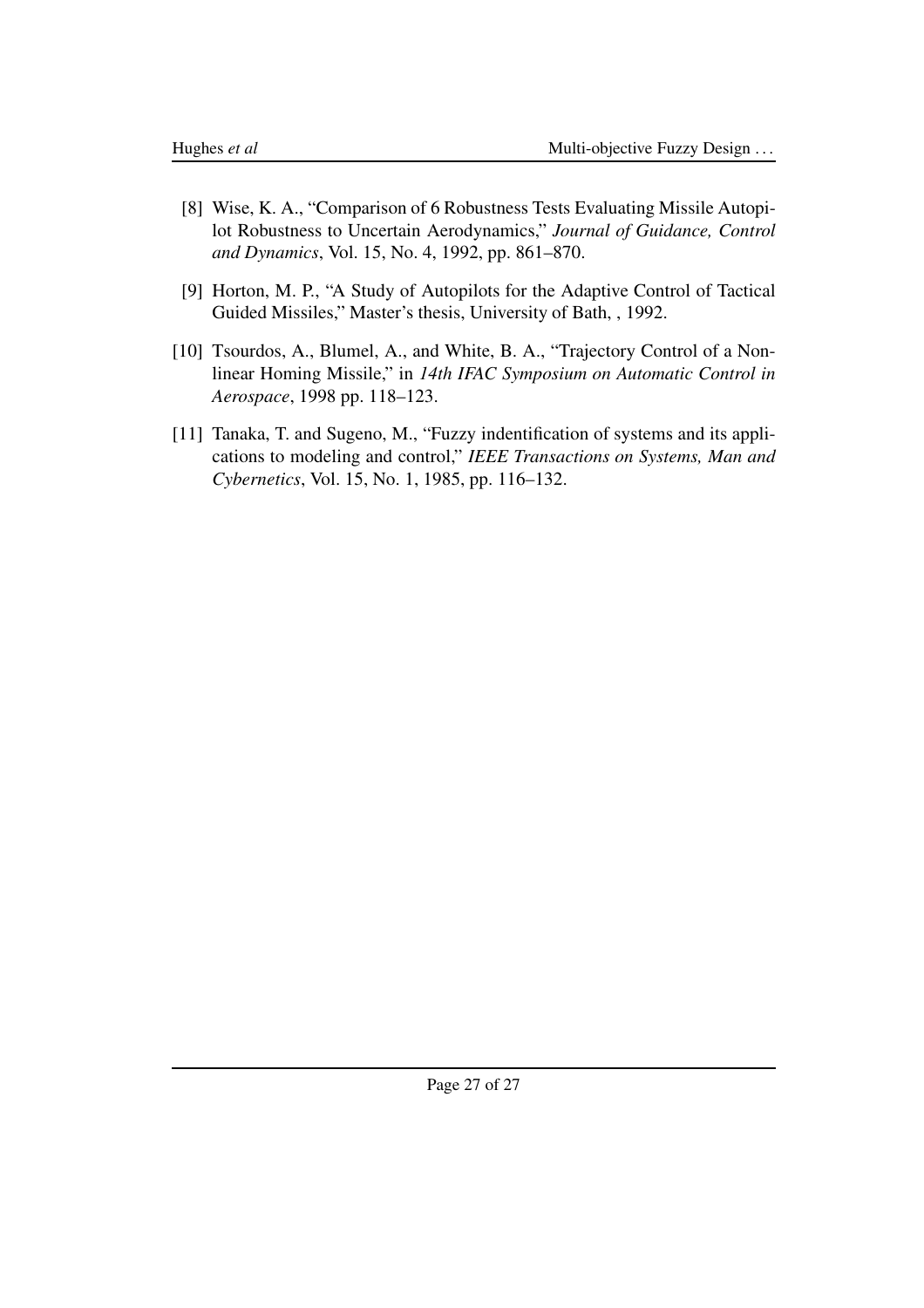[8] Wise, K. A., "Comparison of 6 Robustness Tests Evaluating Missile Autopilot Robustness to Uncertain Aerodynamics," *Journal of Guidance, Control and Dynamics*, Vol. 15, No. 4, 1992, pp. 861–870.

[9] Horton, M. P., "A Study of Autopilots for the Adaptive Control of Tactical Guided Missiles," Master's thesis, University of Bath, , 1992.

[10] Tsourdos, A., Blumel, A., and White, B. A., "Trajectory Control of a Nonlinear Homing Missile," in *14th IFAC Symposium on Automatic Control in Aerospace*, 1998 pp. 118–123.

[11] Tanaka, T. and Sugeno, M., "Fuzzy indentification of systems and its applications to modeling and control," *IEEE Transactions on Systems, Man and Cybernetics*, Vol. 15, No. 1, 1985, pp. 116–132.